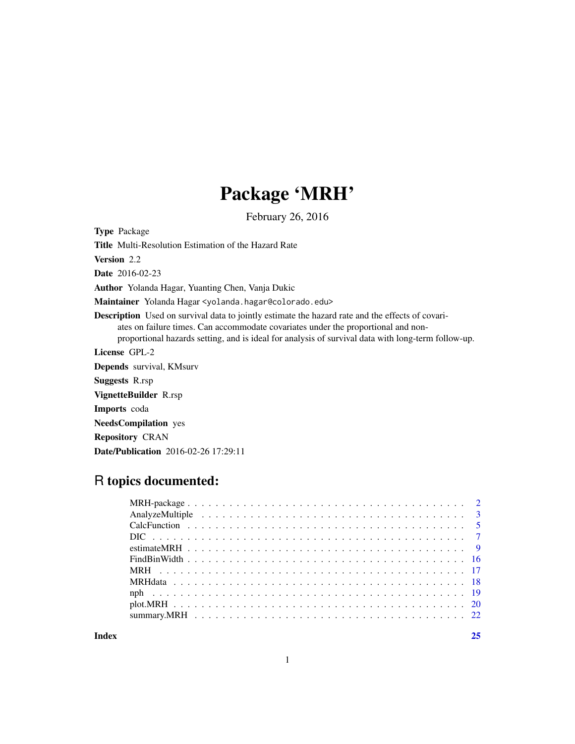# Package 'MRH'

February 26, 2016

**Type** Package

**Title** Multi-Resolution Estimation of the Hazard Rate

**Version** 2.2

**Date** 2016-02-23

**Author** Yolanda Hagar, Yuanting Chen, Vanja Dukic

**Maintainer** Yolanda Hagar <yolanda.hagar@colorado.edu>

**Description** Used on survival data to jointly estimate the hazard rate and the effects of covariates on failure times. Can accommodate covariates under the proportional and non-proportional hazards setting, and is ideal for analysis of survival data with long-term follow-up.

**License** GPL-2

**Depends** survival, KMsurv

**Suggests** R.rsp

**VignetteBuilder** R.rsp

**Imports** coda

**NeedsCompilation** yes

**Repository** CRAN

**Date/Publication** 2016-02-26 17:29:11

## R topics documented:

- MRH-package . . . . . . . . . . . . . . . . . . . . . . . . . . . . . . . . . . . . . . . . 2
- AnalyzeMultiple . . . . . . . . . . . . . . . . . . . . . . . . . . . . . . . . . . . . . . 3
- CalcFunction . . . . . . . . . . . . . . . . . . . . . . . . . . . . . . . . . . . . . . . . 5
- DIC . . . . . . . . . . . . . . . . . . . . . . . . . . . . . . . . . . . . . . . . . . . . . . 7
- estimateMRH . . . . . . . . . . . . . . . . . . . . . . . . . . . . . . . . . . . . . . . . 9
- FindBinWidth . . . . . . . . . . . . . . . . . . . . . . . . . . . . . . . . . . . . . . . 16
- MRH . . . . . . . . . . . . . . . . . . . . . . . . . . . . . . . . . . . . . . . . . . . . . 17
- MRHdata . . . . . . . . . . . . . . . . . . . . . . . . . . . . . . . . . . . . . . . . . . 18
- nph . . . . . . . . . . . . . . . . . . . . . . . . . . . . . . . . . . . . . . . . . . . . . . 19
- plot.MRH . . . . . . . . . . . . . . . . . . . . . . . . . . . . . . . . . . . . . . . . . . 20
- summary.MRH . . . . . . . . . . . . . . . . . . . . . . . . . . . . . . . . . . . . . . . 22

**Index** **25**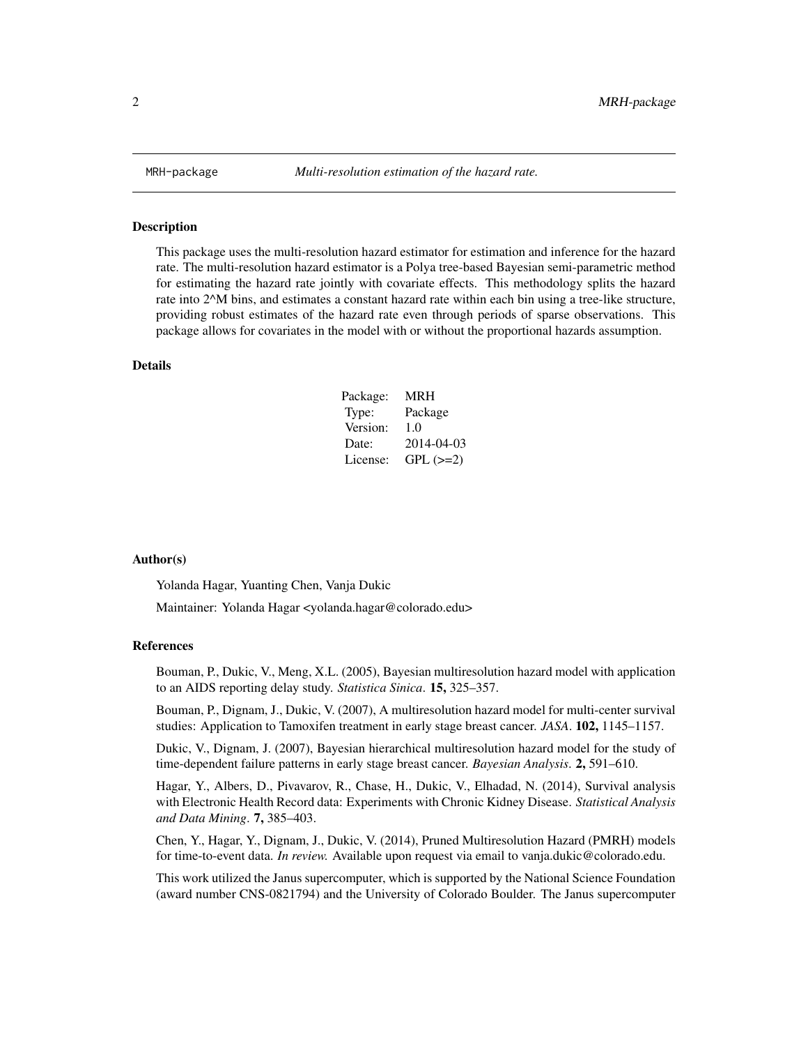MRH-package *Multi-resolution estimation of the hazard rate.*

## Description

This package uses the multi-resolution hazard estimator for estimation and inference for the hazard rate. The multi-resolution hazard estimator is a Polya tree-based Bayesian semi-parametric method for estimating the hazard rate jointly with covariate effects. This methodology splits the hazard rate into 2^M bins, and estimates a constant hazard rate within each bin using a tree-like structure, providing robust estimates of the hazard rate even through periods of sparse observations. This package allows for covariates in the model with or without the proportional hazards assumption.

## Details

| | |
|---|---|
| Package: | MRH |
| Type: | Package |
| Version: | 1.0 |
| Date: | 2014-04-03 |
| License: | GPL (>=2) |

## Author(s)

Yolanda Hagar, Yuanting Chen, Vanja Dukic

Maintainer: Yolanda Hagar <yolanda.hagar@colorado.edu>

## References

Bouman, P., Dukic, V., Meng, X.L. (2005), Bayesian multiresolution hazard model with application to an AIDS reporting delay study. *Statistica Sinica*. **15,** 325–357.

Bouman, P., Dignam, J., Dukic, V. (2007), A multiresolution hazard model for multi-center survival studies: Application to Tamoxifen treatment in early stage breast cancer. *JASA*. **102,** 1145–1157.

Dukic, V., Dignam, J. (2007), Bayesian hierarchical multiresolution hazard model for the study of time-dependent failure patterns in early stage breast cancer. *Bayesian Analysis*. **2,** 591–610.

Hagar, Y., Albers, D., Pivavarov, R., Chase, H., Dukic, V., Elhadad, N. (2014), Survival analysis with Electronic Health Record data: Experiments with Chronic Kidney Disease. *Statistical Analysis and Data Mining*. **7,** 385–403.

Chen, Y., Hagar, Y., Dignam, J., Dukic, V. (2014), Pruned Multiresolution Hazard (PMRH) models for time-to-event data. *In review.* Available upon request via email to vanja.dukic@colorado.edu.

This work utilized the Janus supercomputer, which is supported by the National Science Foundation (award number CNS-0821794) and the University of Colorado Boulder. The Janus supercomputer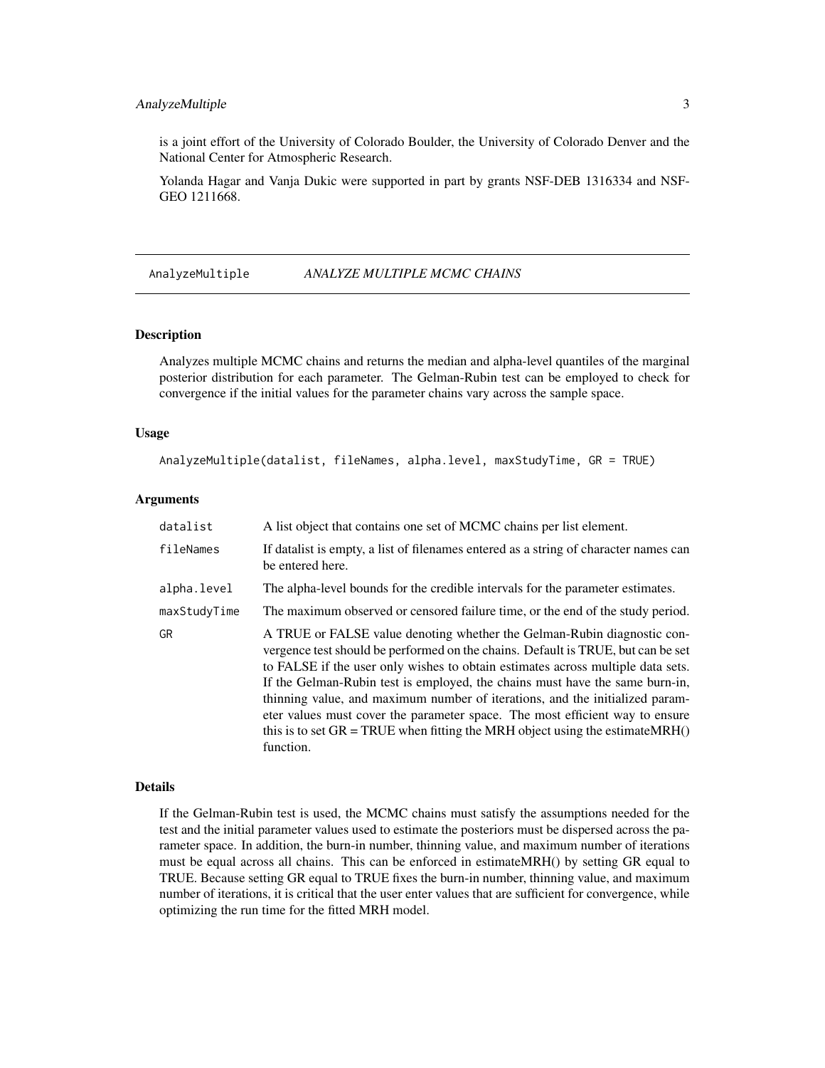is a joint effort of the University of Colorado Boulder, the University of Colorado Denver and the National Center for Atmospheric Research.

Yolanda Hagar and Vanja Dukic were supported in part by grants NSF-DEB 1316334 and NSF-GEO 1211668.

## AnalyzeMultiple *ANALYZE MULTIPLE MCMC CHAINS*

### Description

Analyzes multiple MCMC chains and returns the median and alpha-level quantiles of the marginal posterior distribution for each parameter. The Gelman-Rubin test can be employed to check for convergence if the initial values for the parameter chains vary across the sample space.

### Usage

```
AnalyzeMultiple(datalist, fileNames, alpha.level, maxStudyTime, GR = TRUE)
```

### Arguments

| | |
|---|---|
| datalist | A list object that contains one set of MCMC chains per list element. |
| fileNames | If datalist is empty, a list of filenames entered as a string of character names can be entered here. |
| alpha.level | The alpha-level bounds for the credible intervals for the parameter estimates. |
| maxStudyTime | The maximum observed or censored failure time, or the end of the study period. |
| GR | A TRUE or FALSE value denoting whether the Gelman-Rubin diagnostic convergence test should be performed on the chains. Default is TRUE, but can be set to FALSE if the user only wishes to obtain estimates across multiple data sets. If the Gelman-Rubin test is employed, the chains must have the same burn-in, thinning value, and maximum number of iterations, and the initialized parameter values must cover the parameter space. The most efficient way to ensure this is to set GR = TRUE when fitting the MRH object using the estimateMRH() function. |

### Details

If the Gelman-Rubin test is used, the MCMC chains must satisfy the assumptions needed for the test and the initial parameter values used to estimate the posteriors must be dispersed across the parameter space. In addition, the burn-in number, thinning value, and maximum number of iterations must be equal across all chains. This can be enforced in estimateMRH() by setting GR equal to TRUE. Because setting GR equal to TRUE fixes the burn-in number, thinning value, and maximum number of iterations, it is critical that the user enter values that are sufficient for convergence, while optimizing the run time for the fitted MRH model.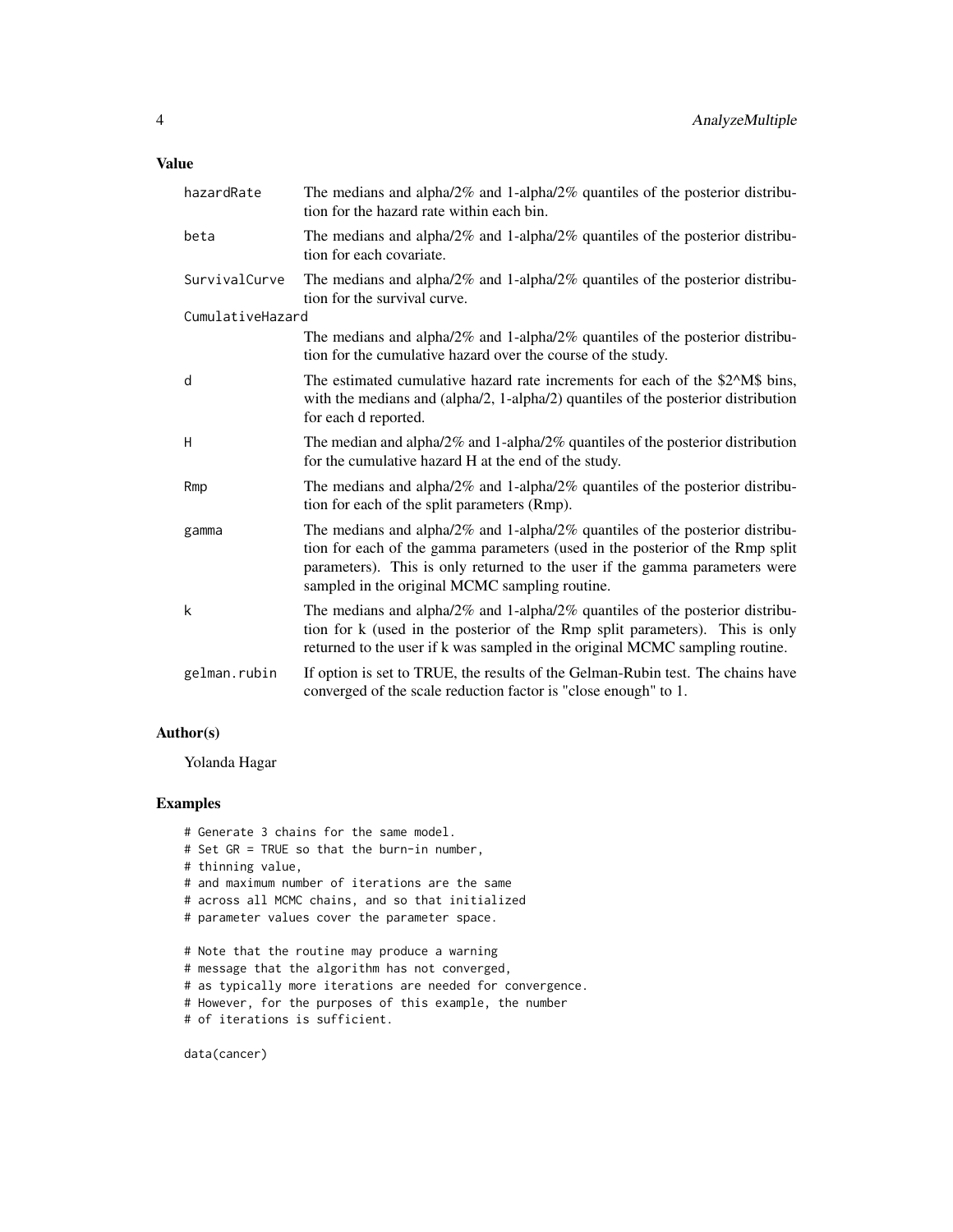### Value

| | |
|---|---|
| hazardRate | The medians and alpha/2% and 1-alpha/2% quantiles of the posterior distribution for the hazard rate within each bin. |
| beta | The medians and alpha/2% and 1-alpha/2% quantiles of the posterior distribution for each covariate. |
| SurvivalCurve | The medians and alpha/2% and 1-alpha/2% quantiles of the posterior distribution for the survival curve. |
| CumulativeHazard | The medians and alpha/2% and 1-alpha/2% quantiles of the posterior distribution for the cumulative hazard over the course of the study. |
| d | The estimated cumulative hazard rate increments for each of the \$2^M\$ bins, with the medians and (alpha/2, 1-alpha/2) quantiles of the posterior distribution for each d reported. |
| H | The median and alpha/2% and 1-alpha/2% quantiles of the posterior distribution for the cumulative hazard H at the end of the study. |
| Rmp | The medians and alpha/2% and 1-alpha/2% quantiles of the posterior distribution for each of the split parameters (Rmp). |
| gamma | The medians and alpha/2% and 1-alpha/2% quantiles of the posterior distribution for each of the gamma parameters (used in the posterior of the Rmp split parameters). This is only returned to the user if the gamma parameters were sampled in the original MCMC sampling routine. |
| k | The medians and alpha/2% and 1-alpha/2% quantiles of the posterior distribution for k (used in the posterior of the Rmp split parameters). This is only returned to the user if k was sampled in the original MCMC sampling routine. |
| gelman.rubin | If option is set to TRUE, the results of the Gelman-Rubin test. The chains have converged of the scale reduction factor is "close enough" to 1. |

### Author(s)

Yolanda Hagar

### Examples

```
# Generate 3 chains for the same model.
# Set GR = TRUE so that the burn-in number,
# thinning value,
# and maximum number of iterations are the same
# across all MCMC chains, and so that initialized
# parameter values cover the parameter space.

# Note that the routine may produce a warning
# message that the algorithm has not converged,
# as typically more iterations are needed for convergence.
# However, for the purposes of this example, the number
# of iterations is sufficient.

data(cancer)
```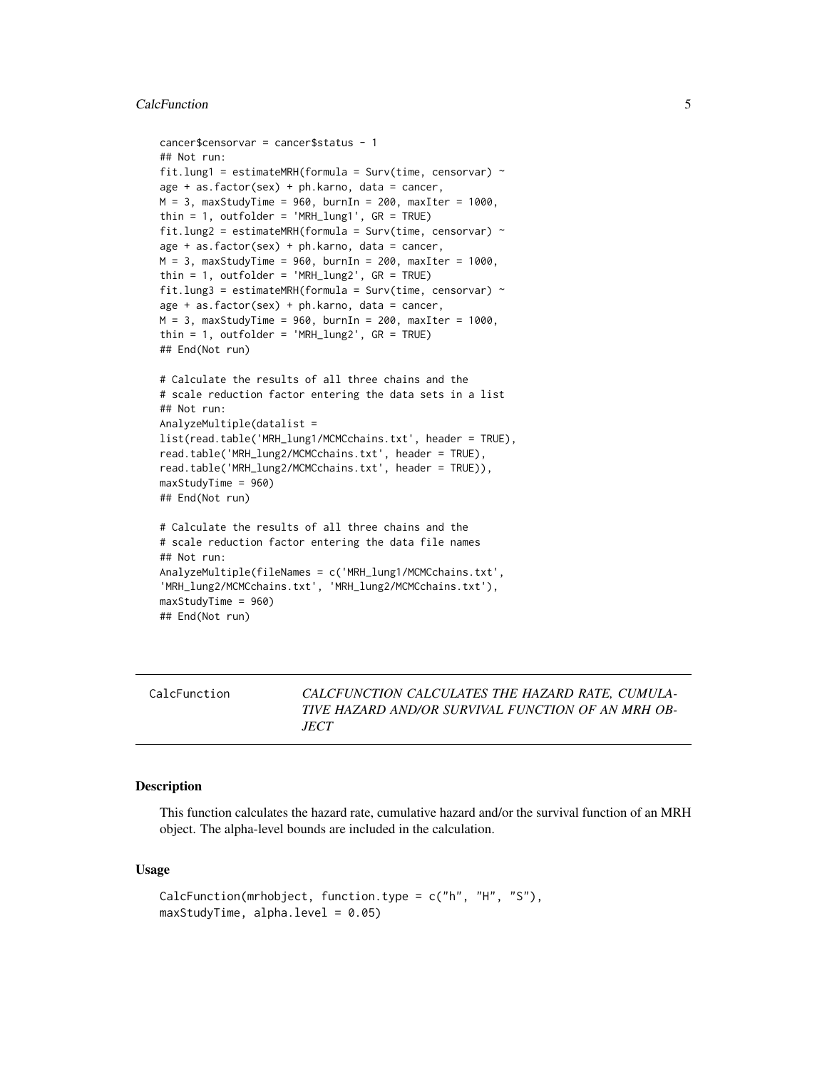```
cancer$censorvar = cancer$status - 1
## Not run:
fit.lung1 = estimateMRH(formula = Surv(time, censorvar) ~
age + as.factor(sex) + ph.karno, data = cancer,
M = 3, maxStudyTime = 960, burnIn = 200, maxIter = 1000,
thin = 1, outfolder = 'MRH_lung1', GR = TRUE)
fit.lung2 = estimateMRH(formula = Surv(time, censorvar) ~
age + as.factor(sex) + ph.karno, data = cancer,
M = 3, maxStudyTime = 960, burnIn = 200, maxIter = 1000,
thin = 1, outfolder = 'MRH_lung2', GR = TRUE)
fit.lung3 = estimateMRH(formula = Surv(time, censorvar) ~
age + as.factor(sex) + ph.karno, data = cancer,
M = 3, maxStudyTime = 960, burnIn = 200, maxIter = 1000,
thin = 1, outfolder = 'MRH_lung2', GR = TRUE)
## End(Not run)

# Calculate the results of all three chains and the
# scale reduction factor entering the data sets in a list
## Not run:
AnalyzeMultiple(datalist =
list(read.table('MRH_lung1/MCMCchains.txt', header = TRUE),
read.table('MRH_lung2/MCMCchains.txt', header = TRUE),
read.table('MRH_lung2/MCMCchains.txt', header = TRUE)),
maxStudyTime = 960)
## End(Not run)

# Calculate the results of all three chains and the
# scale reduction factor entering the data file names
## Not run:
AnalyzeMultiple(fileNames = c('MRH_lung1/MCMCchains.txt',
'MRH_lung2/MCMCchains.txt', 'MRH_lung2/MCMCchains.txt'),
maxStudyTime = 960)
## End(Not run)
```

## CalcFunction — *CALCFUNCTION CALCULATES THE HAZARD RATE, CUMULATIVE HAZARD AND/OR SURVIVAL FUNCTION OF AN MRH OBJECT*

### Description

This function calculates the hazard rate, cumulative hazard and/or the survival function of an MRH object. The alpha-level bounds are included in the calculation.

### Usage

```
CalcFunction(mrhobject, function.type = c("h", "H", "S"),
maxStudyTime, alpha.level = 0.05)
```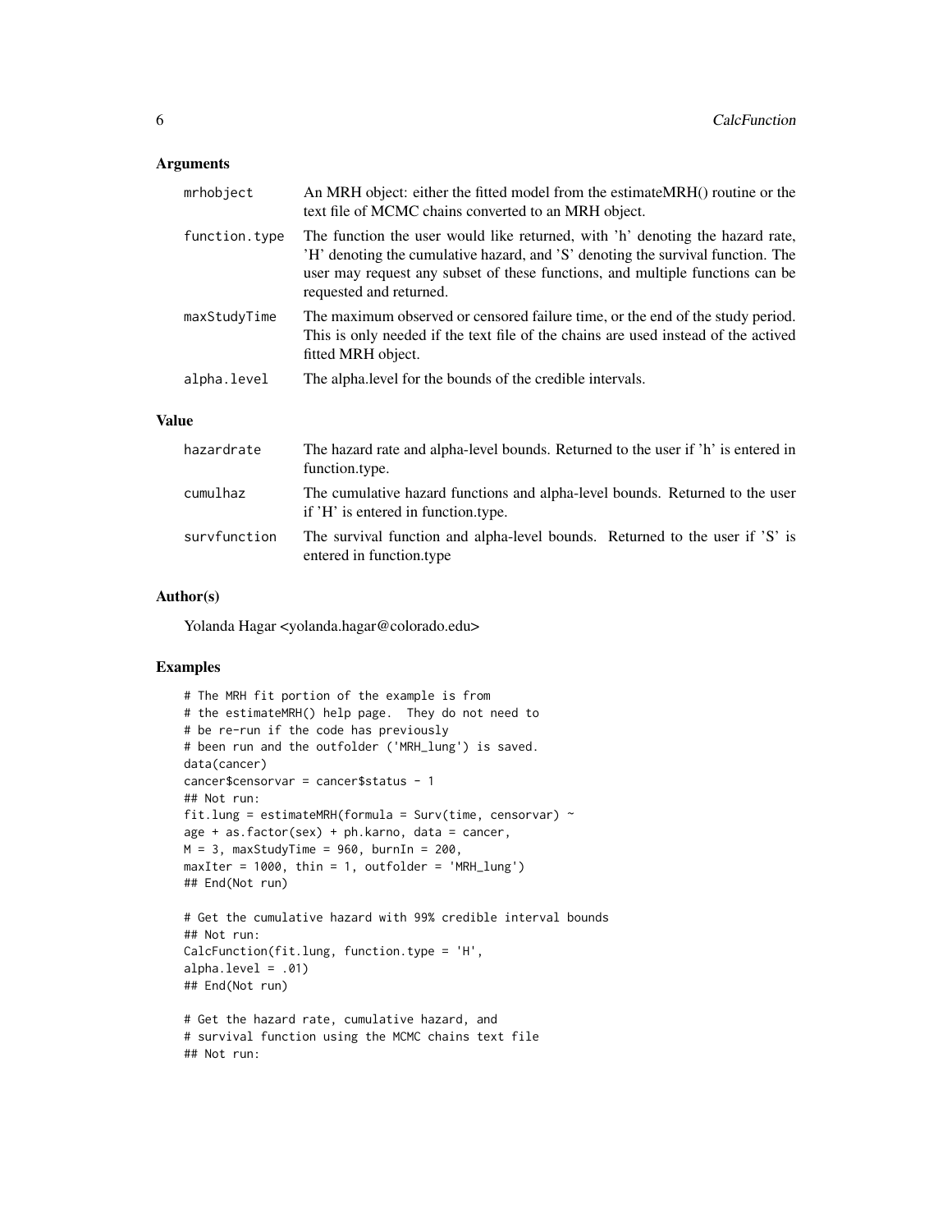### Arguments

| | |
|---|---|
| mrhobject | An MRH object: either the fitted model from the estimateMRH() routine or the text file of MCMC chains converted to an MRH object. |
| function.type | The function the user would like returned, with 'h' denoting the hazard rate, 'H' denoting the cumulative hazard, and 'S' denoting the survival function. The user may request any subset of these functions, and multiple functions can be requested and returned. |
| maxStudyTime | The maximum observed or censored failure time, or the end of the study period. This is only needed if the text file of the chains are used instead of the actived fitted MRH object. |
| alpha.level | The alpha.level for the bounds of the credible intervals. |

### Value

| | |
|---|---|
| hazardrate | The hazard rate and alpha-level bounds. Returned to the user if 'h' is entered in function.type. |
| cumulhaz | The cumulative hazard functions and alpha-level bounds. Returned to the user if 'H' is entered in function.type. |
| survfunction | The survival function and alpha-level bounds. Returned to the user if 'S' is entered in function.type |

### Author(s)

Yolanda Hagar <yolanda.hagar@colorado.edu>

### Examples

```
# The MRH fit portion of the example is from
# the estimateMRH() help page.  They do not need to
# be re-run if the code has previously
# been run and the outfolder ('MRH_lung') is saved.
data(cancer)
cancer$censorvar = cancer$status - 1
## Not run:
fit.lung = estimateMRH(formula = Surv(time, censorvar) ~
age + as.factor(sex) + ph.karno, data = cancer,
M = 3, maxStudyTime = 960, burnIn = 200,
maxIter = 1000, thin = 1, outfolder = 'MRH_lung')
## End(Not run)

# Get the cumulative hazard with 99% credible interval bounds
## Not run:
CalcFunction(fit.lung, function.type = 'H',
alpha.level = .01)
## End(Not run)

# Get the hazard rate, cumulative hazard, and
# survival function using the MCMC chains text file
## Not run:
```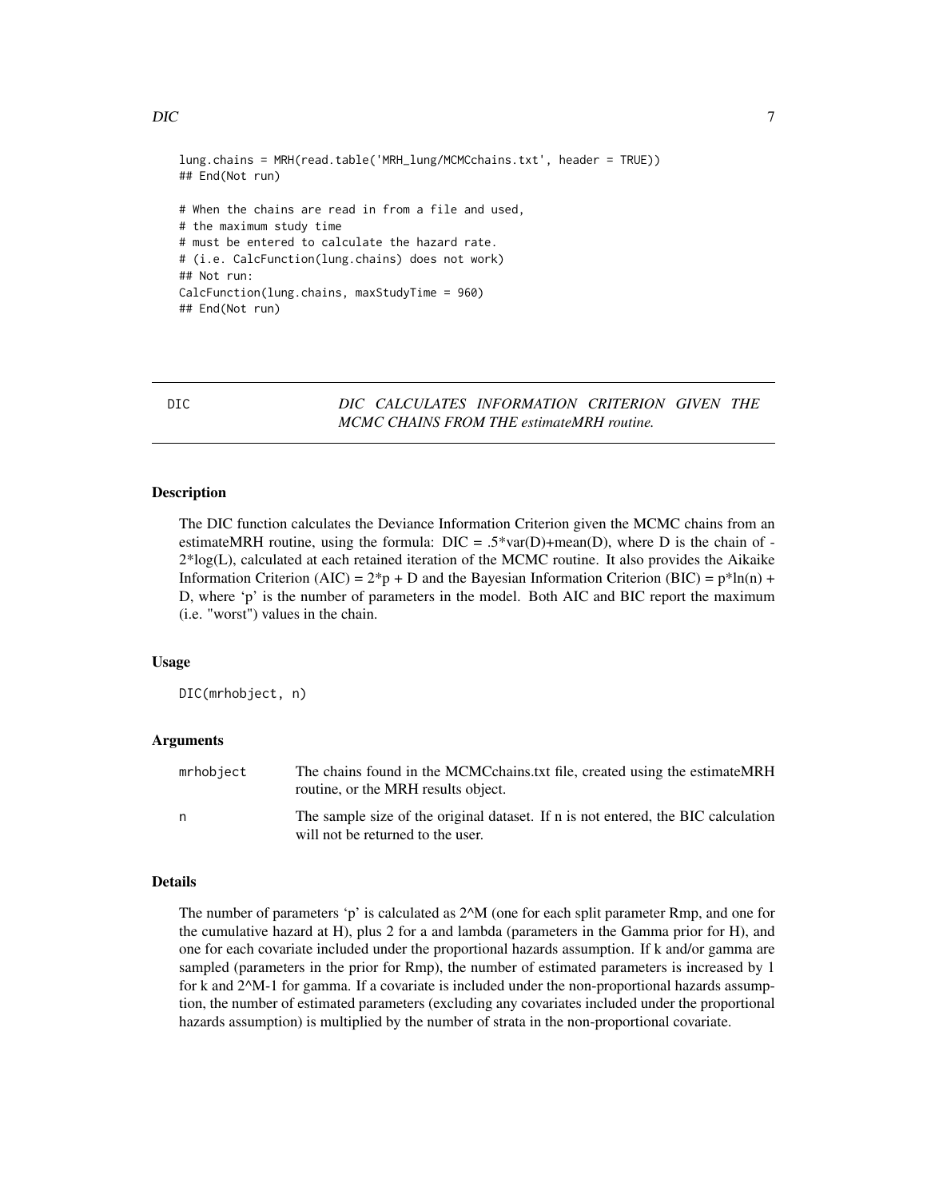```
lung.chains = MRH(read.table('MRH_lung/MCMCchains.txt', header = TRUE))
## End(Not run)

# When the chains are read in from a file and used,
# the maximum study time
# must be entered to calculate the hazard rate.
# (i.e. CalcFunction(lung.chains) does not work)
## Not run:
CalcFunction(lung.chains, maxStudyTime = 960)
## End(Not run)
```

---

## DIC — *DIC CALCULATES INFORMATION CRITERION GIVEN THE MCMC CHAINS FROM THE estimateMRH routine.*

---

### Description

The DIC function calculates the Deviance Information Criterion given the MCMC chains from an estimateMRH routine, using the formula: DIC = .5*var(D)+mean(D), where D is the chain of -2*log(L), calculated at each retained iteration of the MCMC routine. It also provides the Aikaike Information Criterion (AIC) = 2*p + D and the Bayesian Information Criterion (BIC) = p*ln(n) + D, where 'p' is the number of parameters in the model. Both AIC and BIC report the maximum (i.e. "worst") values in the chain.

### Usage

```
DIC(mrhobject, n)
```

### Arguments

| | |
|---|---|
| mrhobject | The chains found in the MCMCchains.txt file, created using the estimateMRH routine, or the MRH results object. |
| n | The sample size of the original dataset. If n is not entered, the BIC calculation will not be returned to the user. |

### Details

The number of parameters 'p' is calculated as 2^M (one for each split parameter Rmp, and one for the cumulative hazard at H), plus 2 for a and lambda (parameters in the Gamma prior for H), and one for each covariate included under the proportional hazards assumption. If k and/or gamma are sampled (parameters in the prior for Rmp), the number of estimated parameters is increased by 1 for k and 2^M-1 for gamma. If a covariate is included under the non-proportional hazards assumption, the number of estimated parameters (excluding any covariates included under the proportional hazards assumption) is multiplied by the number of strata in the non-proportional covariate.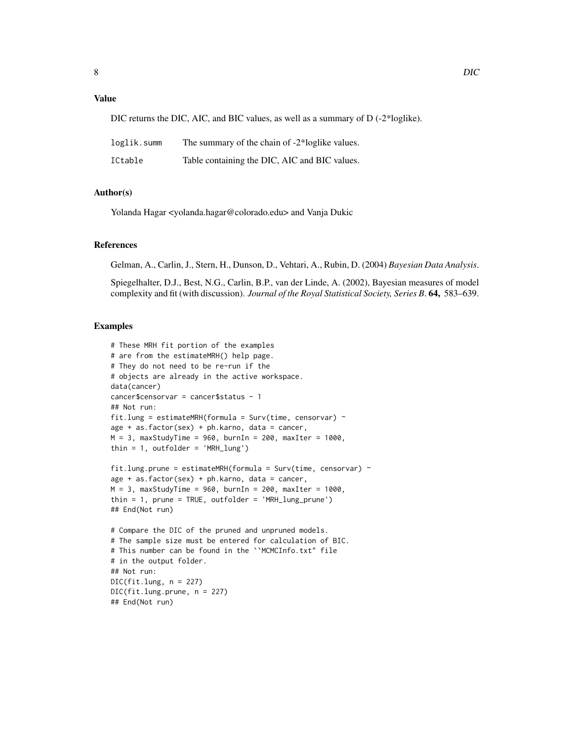## Value

DIC returns the DIC, AIC, and BIC values, as well as a summary of D (-2*loglike).

| | |
|---|---|
| `loglik.summ` | The summary of the chain of -2*loglike values. |
| `ICtable` | Table containing the DIC, AIC and BIC values. |

## Author(s)

Yolanda Hagar <yolanda.hagar@colorado.edu> and Vanja Dukic

## References

Gelman, A., Carlin, J., Stern, H., Dunson, D., Vehtari, A., Rubin, D. (2004) *Bayesian Data Analysis*.

Spiegelhalter, D.J., Best, N.G., Carlin, B.P., van der Linde, A. (2002), Bayesian measures of model complexity and fit (with discussion). *Journal of the Royal Statistical Society, Series B*. **64,** 583–639.

## Examples

```
# These MRH fit portion of the examples
# are from the estimateMRH() help page.
# They do not need to be re-run if the
# objects are already in the active workspace.
data(cancer)
cancer$censorvar = cancer$status - 1
## Not run:
fit.lung = estimateMRH(formula = Surv(time, censorvar) ~
age + as.factor(sex) + ph.karno, data = cancer,
M = 3, maxStudyTime = 960, burnIn = 200, maxIter = 1000,
thin = 1, outfolder = 'MRH_lung')

fit.lung.prune = estimateMRH(formula = Surv(time, censorvar) ~
age + as.factor(sex) + ph.karno, data = cancer,
M = 3, maxStudyTime = 960, burnIn = 200, maxIter = 1000,
thin = 1, prune = TRUE, outfolder = 'MRH_lung_prune')
## End(Not run)

# Compare the DIC of the pruned and unpruned models.
# The sample size must be entered for calculation of BIC.
# This number can be found in the ``MCMCInfo.txt'' file
# in the output folder.
## Not run:
DIC(fit.lung, n = 227)
DIC(fit.lung.prune, n = 227)
## End(Not run)
```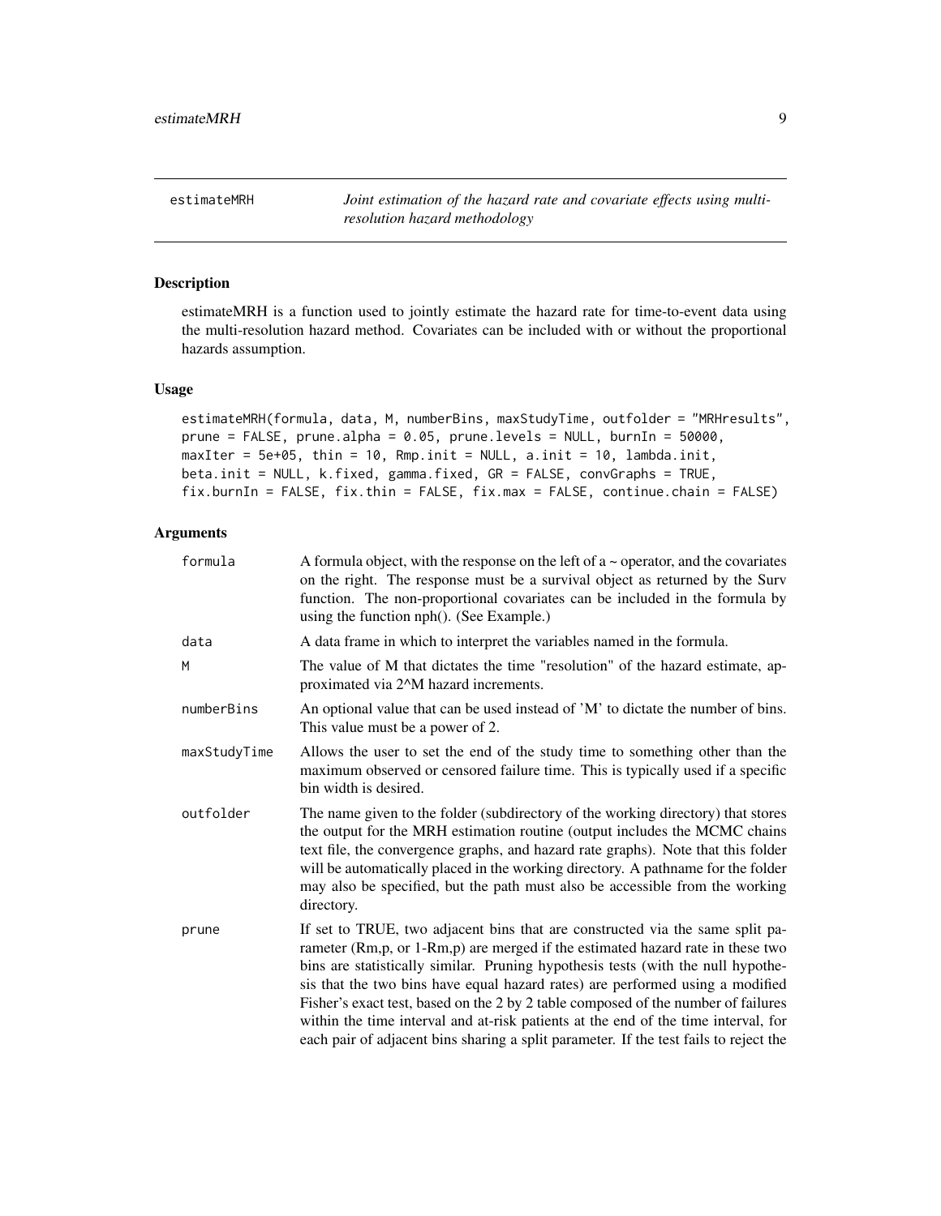## estimateMRH

*Joint estimation of the hazard rate and covariate effects using multi-resolution hazard methodology*

### Description

estimateMRH is a function used to jointly estimate the hazard rate for time-to-event data using the multi-resolution hazard method. Covariates can be included with or without the proportional hazards assumption.

### Usage

```
estimateMRH(formula, data, M, numberBins, maxStudyTime, outfolder = "MRHresults",
prune = FALSE, prune.alpha = 0.05, prune.levels = NULL, burnIn = 50000,
maxIter = 5e+05, thin = 10, Rmp.init = NULL, a.init = 10, lambda.init,
beta.init = NULL, k.fixed, gamma.fixed, GR = FALSE, convGraphs = TRUE,
fix.burnIn = FALSE, fix.thin = FALSE, fix.max = FALSE, continue.chain = FALSE)
```

### Arguments

| | |
|---|---|
| `formula` | A formula object, with the response on the left of a ~ operator, and the covariates on the right. The response must be a survival object as returned by the Surv function. The non-proportional covariates can be included in the formula by using the function nph(). (See Example.) |
| `data` | A data frame in which to interpret the variables named in the formula. |
| `M` | The value of M that dictates the time "resolution" of the hazard estimate, approximated via 2^M hazard increments. |
| `numberBins` | An optional value that can be used instead of 'M' to dictate the number of bins. This value must be a power of 2. |
| `maxStudyTime` | Allows the user to set the end of the study time to something other than the maximum observed or censored failure time. This is typically used if a specific bin width is desired. |
| `outfolder` | The name given to the folder (subdirectory of the working directory) that stores the output for the MRH estimation routine (output includes the MCMC chains text file, the convergence graphs, and hazard rate graphs). Note that this folder will be automatically placed in the working directory. A pathname for the folder may also be specified, but the path must also be accessible from the working directory. |
| `prune` | If set to TRUE, two adjacent bins that are constructed via the same split parameter (Rm,p, or 1-Rm,p) are merged if the estimated hazard rate in these two bins are statistically similar. Pruning hypothesis tests (with the null hypothesis that the two bins have equal hazard rates) are performed using a modified Fisher's exact test, based on the 2 by 2 table composed of the number of failures within the time interval and at-risk patients at the end of the time interval, for each pair of adjacent bins sharing a split parameter. If the test fails to reject the |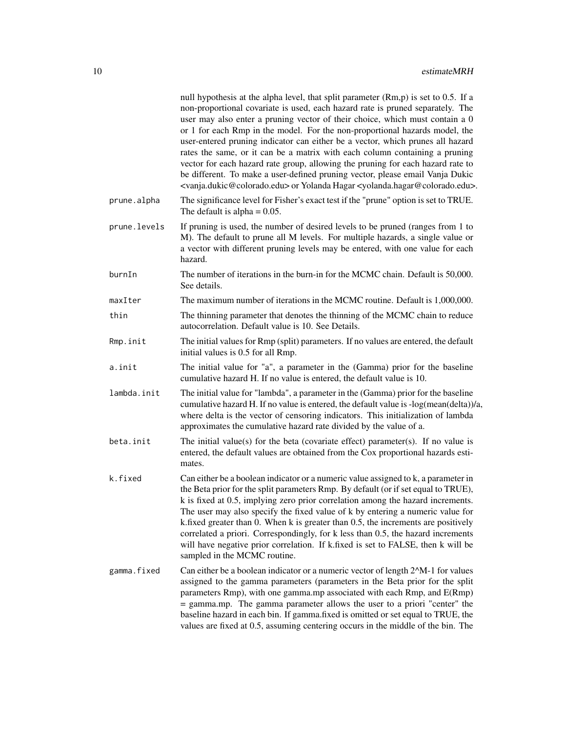null hypothesis at the alpha level, that split parameter (Rm,p) is set to 0.5. If a non-proportional covariate is used, each hazard rate is pruned separately. The user may also enter a pruning vector of their choice, which must contain a 0 or 1 for each Rmp in the model. For the non-proportional hazards model, the user-entered pruning indicator can either be a vector, which prunes all hazard rates the same, or it can be a matrix with each column containing a pruning vector for each hazard rate group, allowing the pruning for each hazard rate to be different. To make a user-defined pruning vector, please email Vanja Dukic <vanja.dukic@colorado.edu> or Yolanda Hagar <yolanda.hagar@colorado.edu>.

`prune.alpha`
: The significance level for Fisher's exact test if the "prune" option is set to TRUE. The default is alpha = 0.05.

`prune.levels`
: If pruning is used, the number of desired levels to be pruned (ranges from 1 to M). The default to prune all M levels. For multiple hazards, a single value or a vector with different pruning levels may be entered, with one value for each hazard.

`burnIn`
: The number of iterations in the burn-in for the MCMC chain. Default is 50,000. See details.

`maxIter`
: The maximum number of iterations in the MCMC routine. Default is 1,000,000.

`thin`
: The thinning parameter that denotes the thinning of the MCMC chain to reduce autocorrelation. Default value is 10. See Details.

`Rmp.init`
: The initial values for Rmp (split) parameters. If no values are entered, the default initial values is 0.5 for all Rmp.

`a.init`
: The initial value for "a", a parameter in the (Gamma) prior for the baseline cumulative hazard H. If no value is entered, the default value is 10.

`lambda.init`
: The initial value for "lambda", a parameter in the (Gamma) prior for the baseline cumulative hazard H. If no value is entered, the default value is -log(mean(delta))/a, where delta is the vector of censoring indicators. This initialization of lambda approximates the cumulative hazard rate divided by the value of a.

`beta.init`
: The initial value(s) for the beta (covariate effect) parameter(s). If no value is entered, the default values are obtained from the Cox proportional hazards estimates.

`k.fixed`
: Can either be a boolean indicator or a numeric value assigned to k, a parameter in the Beta prior for the split parameters Rmp. By default (or if set equal to TRUE), k is fixed at 0.5, implying zero prior correlation among the hazard increments. The user may also specify the fixed value of k by entering a numeric value for k.fixed greater than 0. When k is greater than 0.5, the increments are positively correlated a priori. Correspondingly, for k less than 0.5, the hazard increments will have negative prior correlation. If k.fixed is set to FALSE, then k will be sampled in the MCMC routine.

`gamma.fixed`
: Can either be a boolean indicator or a numeric vector of length 2^M-1 for values assigned to the gamma parameters (parameters in the Beta prior for the split parameters Rmp), with one gamma.mp associated with each Rmp, and E(Rmp) = gamma.mp. The gamma parameter allows the user to a priori "center" the baseline hazard in each bin. If gamma.fixed is omitted or set equal to TRUE, the values are fixed at 0.5, assuming centering occurs in the middle of the bin. The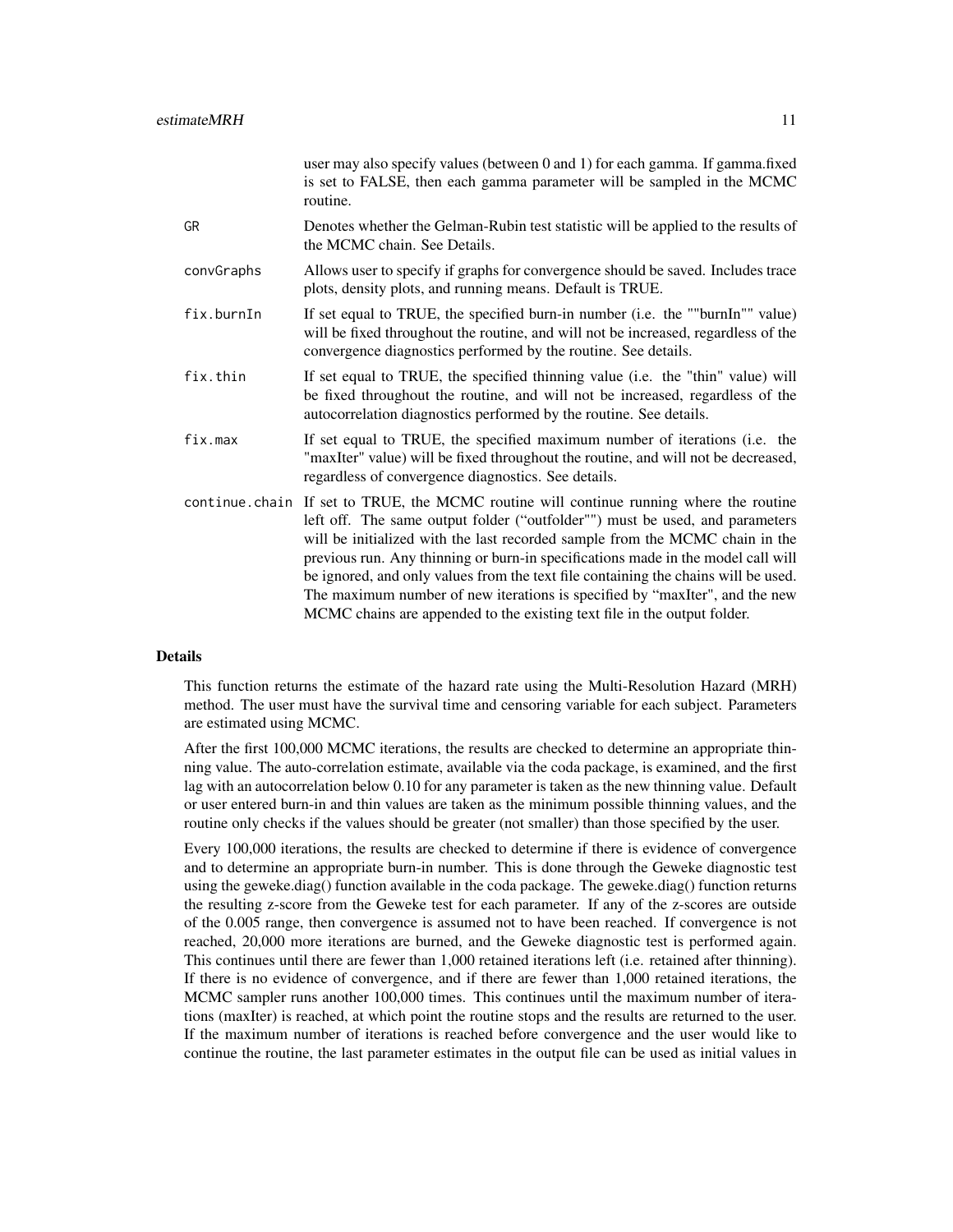| | |
|---|---|
| | user may also specify values (between 0 and 1) for each gamma. If gamma.fixed is set to FALSE, then each gamma parameter will be sampled in the MCMC routine. |
| `GR` | Denotes whether the Gelman-Rubin test statistic will be applied to the results of the MCMC chain. See Details. |
| `convGraphs` | Allows user to specify if graphs for convergence should be saved. Includes trace plots, density plots, and running means. Default is TRUE. |
| `fix.burnIn` | If set equal to TRUE, the specified burn-in number (i.e. the ""burnIn"" value) will be fixed throughout the routine, and will not be increased, regardless of the convergence diagnostics performed by the routine. See details. |
| `fix.thin` | If set equal to TRUE, the specified thinning value (i.e. the "thin" value) will be fixed throughout the routine, and will not be increased, regardless of the autocorrelation diagnostics performed by the routine. See details. |
| `fix.max` | If set equal to TRUE, the specified maximum number of iterations (i.e. the "maxIter" value) will be fixed throughout the routine, and will not be decreased, regardless of convergence diagnostics. See details. |
| `continue.chain` | If set to TRUE, the MCMC routine will continue running where the routine left off. The same output folder ("outfolder"") must be used, and parameters will be initialized with the last recorded sample from the MCMC chain in the previous run. Any thinning or burn-in specifications made in the model call will be ignored, and only values from the text file containing the chains will be used. The maximum number of new iterations is specified by "maxIter", and the new MCMC chains are appended to the existing text file in the output folder. |

## Details

This function returns the estimate of the hazard rate using the Multi-Resolution Hazard (MRH) method. The user must have the survival time and censoring variable for each subject. Parameters are estimated using MCMC.

After the first 100,000 MCMC iterations, the results are checked to determine an appropriate thinning value. The auto-correlation estimate, available via the coda package, is examined, and the first lag with an autocorrelation below 0.10 for any parameter is taken as the new thinning value. Default or user entered burn-in and thin values are taken as the minimum possible thinning values, and the routine only checks if the values should be greater (not smaller) than those specified by the user.

Every 100,000 iterations, the results are checked to determine if there is evidence of convergence and to determine an appropriate burn-in number. This is done through the Geweke diagnostic test using the geweke.diag() function available in the coda package. The geweke.diag() function returns the resulting z-score from the Geweke test for each parameter. If any of the z-scores are outside of the 0.005 range, then convergence is assumed not to have been reached. If convergence is not reached, 20,000 more iterations are burned, and the Geweke diagnostic test is performed again. This continues until there are fewer than 1,000 retained iterations left (i.e. retained after thinning). If there is no evidence of convergence, and if there are fewer than 1,000 retained iterations, the MCMC sampler runs another 100,000 times. This continues until the maximum number of iterations (maxIter) is reached, at which point the routine stops and the results are returned to the user. If the maximum number of iterations is reached before convergence and the user would like to continue the routine, the last parameter estimates in the output file can be used as initial values in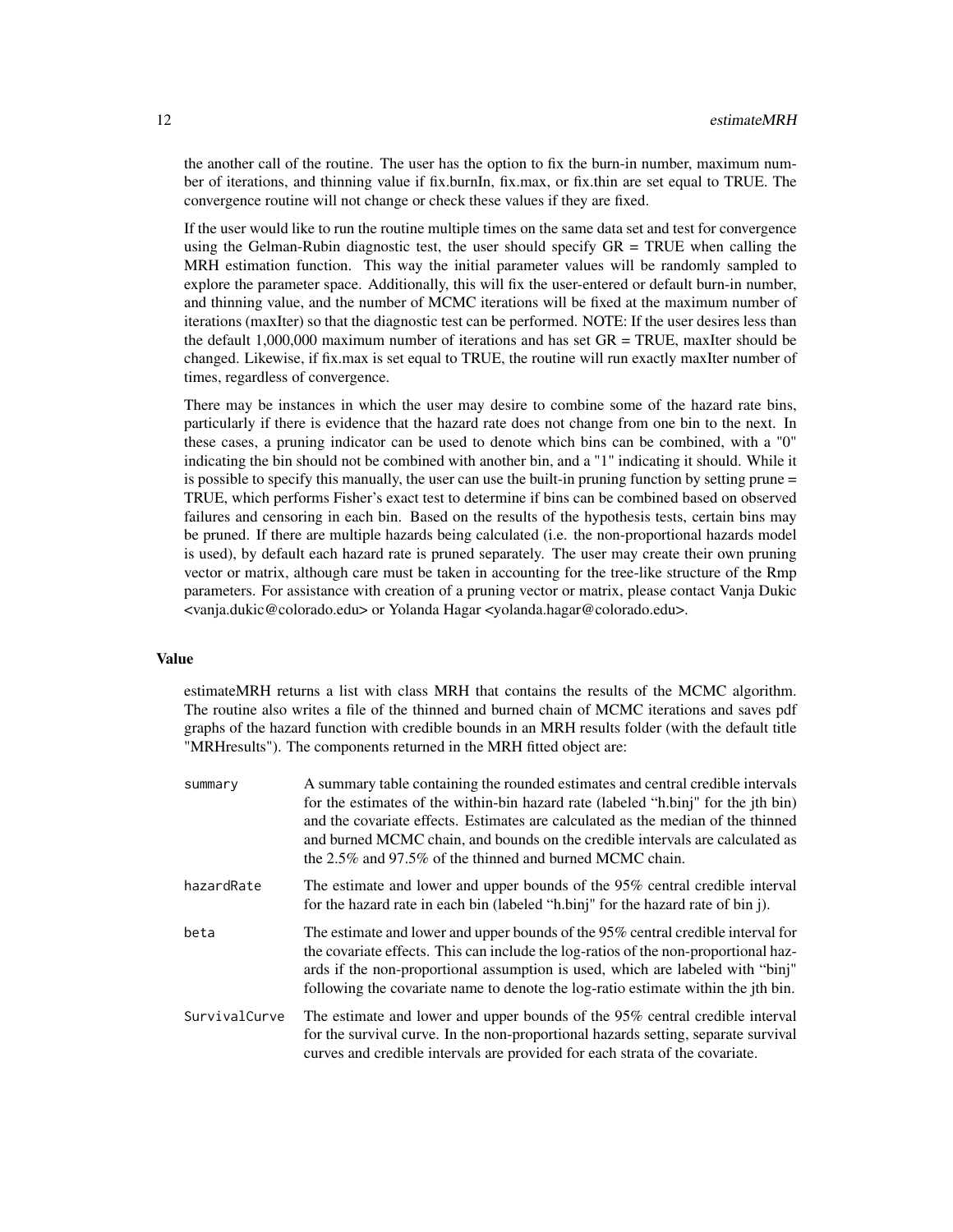the another call of the routine. The user has the option to fix the burn-in number, maximum number of iterations, and thinning value if fix.burnIn, fix.max, or fix.thin are set equal to TRUE. The convergence routine will not change or check these values if they are fixed.

If the user would like to run the routine multiple times on the same data set and test for convergence using the Gelman-Rubin diagnostic test, the user should specify GR = TRUE when calling the MRH estimation function. This way the initial parameter values will be randomly sampled to explore the parameter space. Additionally, this will fix the user-entered or default burn-in number, and thinning value, and the number of MCMC iterations will be fixed at the maximum number of iterations (maxIter) so that the diagnostic test can be performed. NOTE: If the user desires less than the default 1,000,000 maximum number of iterations and has set GR = TRUE, maxIter should be changed. Likewise, if fix.max is set equal to TRUE, the routine will run exactly maxIter number of times, regardless of convergence.

There may be instances in which the user may desire to combine some of the hazard rate bins, particularly if there is evidence that the hazard rate does not change from one bin to the next. In these cases, a pruning indicator can be used to denote which bins can be combined, with a "0" indicating the bin should not be combined with another bin, and a "1" indicating it should. While it is possible to specify this manually, the user can use the built-in pruning function by setting prune = TRUE, which performs Fisher's exact test to determine if bins can be combined based on observed failures and censoring in each bin. Based on the results of the hypothesis tests, certain bins may be pruned. If there are multiple hazards being calculated (i.e. the non-proportional hazards model is used), by default each hazard rate is pruned separately. The user may create their own pruning vector or matrix, although care must be taken in accounting for the tree-like structure of the Rmp parameters. For assistance with creation of a pruning vector or matrix, please contact Vanja Dukic <vanja.dukic@colorado.edu> or Yolanda Hagar <yolanda.hagar@colorado.edu>.

## Value

estimateMRH returns a list with class MRH that contains the results of the MCMC algorithm. The routine also writes a file of the thinned and burned chain of MCMC iterations and saves pdf graphs of the hazard function with credible bounds in an MRH results folder (with the default title "MRHresults"). The components returned in the MRH fitted object are:

`summary`
: A summary table containing the rounded estimates and central credible intervals for the estimates of the within-bin hazard rate (labeled "h.binj" for the jth bin) and the covariate effects. Estimates are calculated as the median of the thinned and burned MCMC chain, and bounds on the credible intervals are calculated as the 2.5% and 97.5% of the thinned and burned MCMC chain.

`hazardRate`
: The estimate and lower and upper bounds of the 95% central credible interval for the hazard rate in each bin (labeled "h.binj" for the hazard rate of bin j).

`beta`
: The estimate and lower and upper bounds of the 95% central credible interval for the covariate effects. This can include the log-ratios of the non-proportional hazards if the non-proportional assumption is used, which are labeled with "binj" following the covariate name to denote the log-ratio estimate within the jth bin.

`SurvivalCurve`
: The estimate and lower and upper bounds of the 95% central credible interval for the survival curve. In the non-proportional hazards setting, separate survival curves and credible intervals are provided for each strata of the covariate.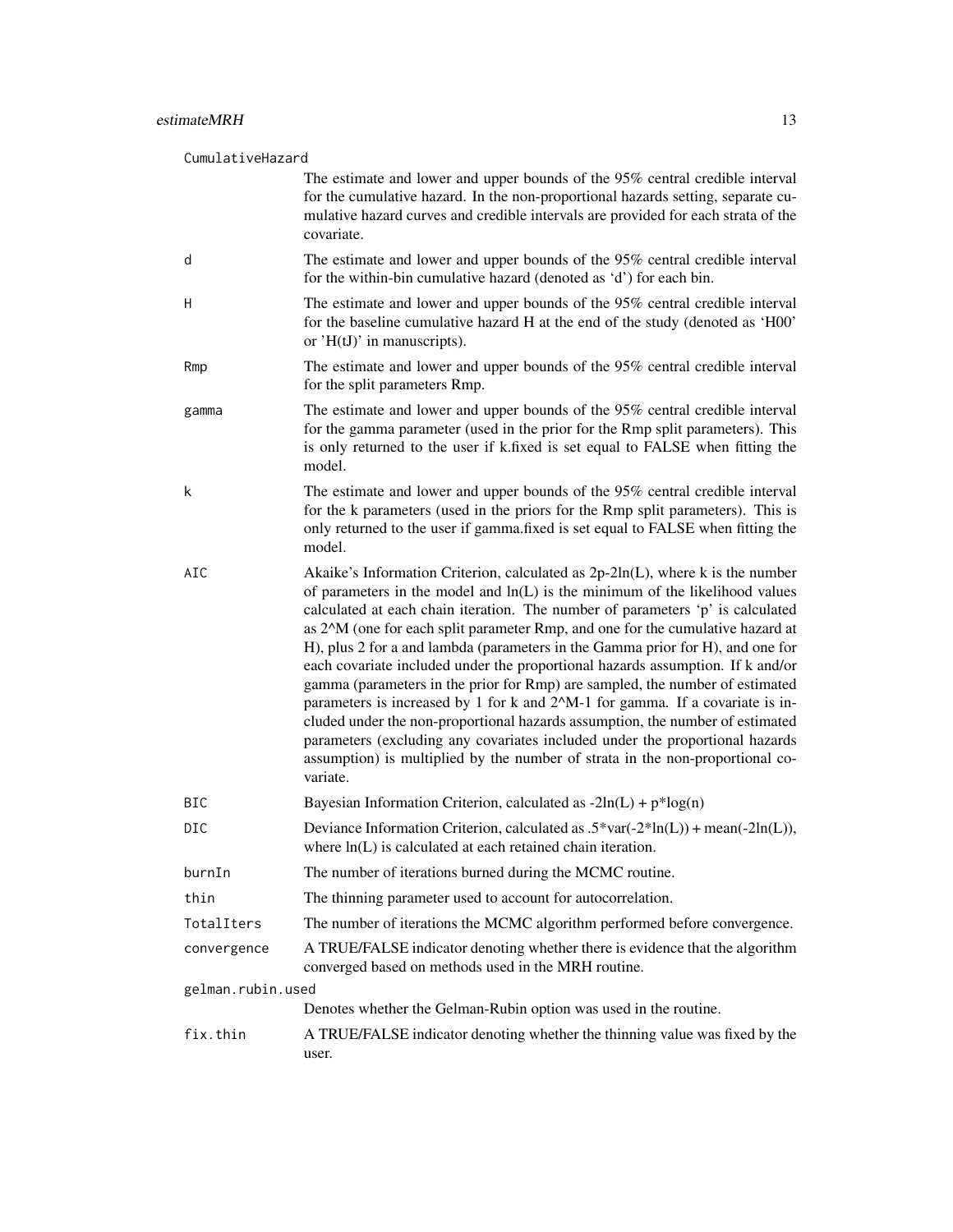`CumulativeHazard`
: The estimate and lower and upper bounds of the 95% central credible interval for the cumulative hazard. In the non-proportional hazards setting, separate cumulative hazard curves and credible intervals are provided for each strata of the covariate.

`d`
: The estimate and lower and upper bounds of the 95% central credible interval for the within-bin cumulative hazard (denoted as 'd') for each bin.

`H`
: The estimate and lower and upper bounds of the 95% central credible interval for the baseline cumulative hazard H at the end of the study (denoted as 'H00' or 'H(tJ)' in manuscripts).

`Rmp`
: The estimate and lower and upper bounds of the 95% central credible interval for the split parameters Rmp.

`gamma`
: The estimate and lower and upper bounds of the 95% central credible interval for the gamma parameter (used in the prior for the Rmp split parameters). This is only returned to the user if k.fixed is set equal to FALSE when fitting the model.

`k`
: The estimate and lower and upper bounds of the 95% central credible interval for the k parameters (used in the priors for the Rmp split parameters). This is only returned to the user if gamma.fixed is set equal to FALSE when fitting the model.

`AIC`
: Akaike's Information Criterion, calculated as 2p-2ln(L), where k is the number of parameters in the model and ln(L) is the minimum of the likelihood values calculated at each chain iteration. The number of parameters 'p' is calculated as 2^M (one for each split parameter Rmp, and one for the cumulative hazard at H), plus 2 for a and lambda (parameters in the Gamma prior for H), and one for each covariate included under the proportional hazards assumption. If k and/or gamma (parameters in the prior for Rmp) are sampled, the number of estimated parameters is increased by 1 for k and 2^M-1 for gamma. If a covariate is included under the non-proportional hazards assumption, the number of estimated parameters (excluding any covariates included under the proportional hazards assumption) is multiplied by the number of strata in the non-proportional covariate.

`BIC`
: Bayesian Information Criterion, calculated as -2ln(L) + p*log(n)

`DIC`
: Deviance Information Criterion, calculated as .5*var(-2*ln(L)) + mean(-2ln(L)), where ln(L) is calculated at each retained chain iteration.

`burnIn`
: The number of iterations burned during the MCMC routine.

`thin`
: The thinning parameter used to account for autocorrelation.

`TotalIters`
: The number of iterations the MCMC algorithm performed before convergence.

`convergence`
: A TRUE/FALSE indicator denoting whether there is evidence that the algorithm converged based on methods used in the MRH routine.

`gelman.rubin.used`
: Denotes whether the Gelman-Rubin option was used in the routine.

`fix.thin`
: A TRUE/FALSE indicator denoting whether the thinning value was fixed by the user.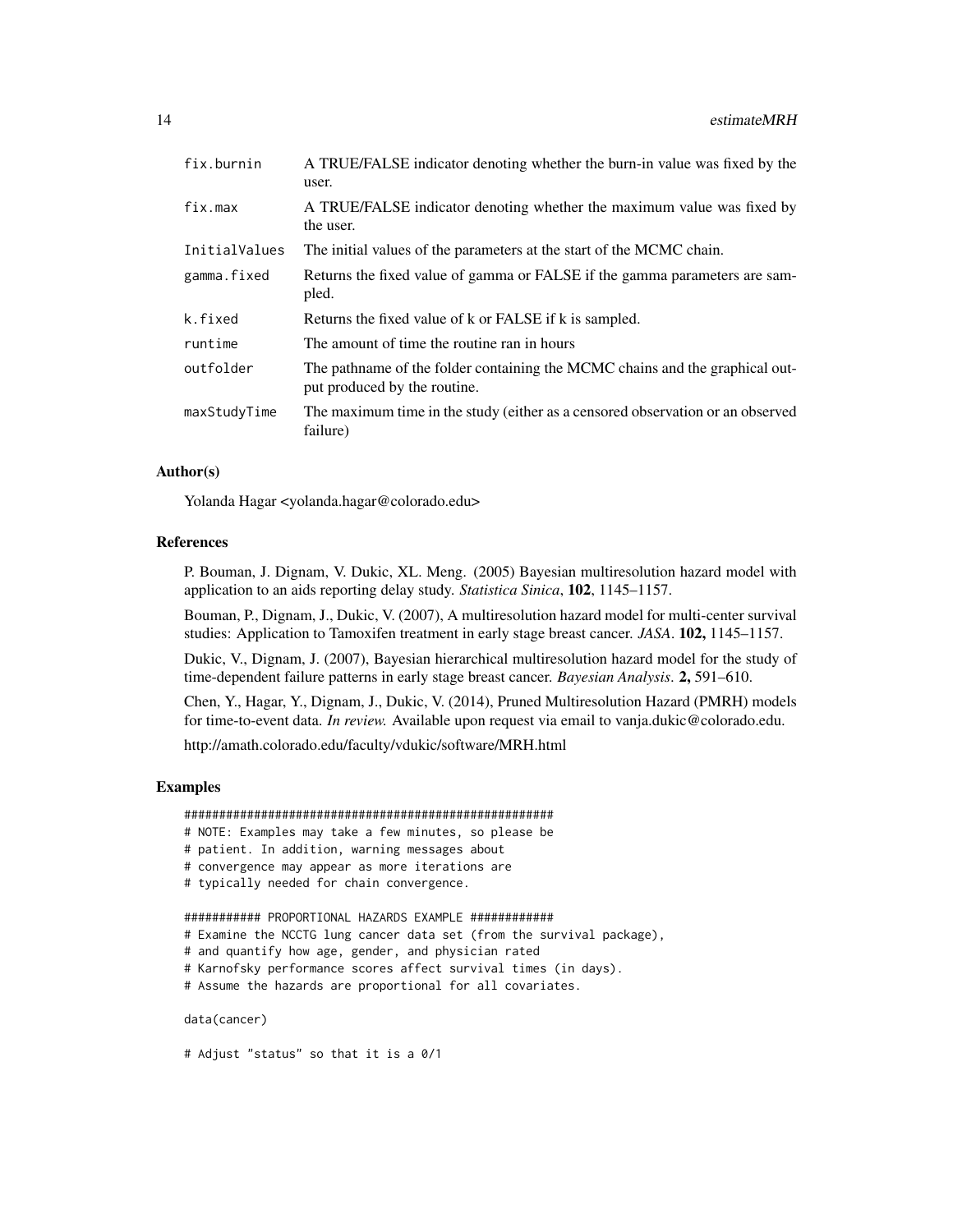| | |
|---|---|
| fix.burnin | A TRUE/FALSE indicator denoting whether the burn-in value was fixed by the user. |
| fix.max | A TRUE/FALSE indicator denoting whether the maximum value was fixed by the user. |
| InitialValues | The initial values of the parameters at the start of the MCMC chain. |
| gamma.fixed | Returns the fixed value of gamma or FALSE if the gamma parameters are sampled. |
| k.fixed | Returns the fixed value of k or FALSE if k is sampled. |
| runtime | The amount of time the routine ran in hours |
| outfolder | The pathname of the folder containing the MCMC chains and the graphical output produced by the routine. |
| maxStudyTime | The maximum time in the study (either as a censored observation or an observed failure) |

### Author(s)

Yolanda Hagar <yolanda.hagar@colorado.edu>

### References

P. Bouman, J. Dignam, V. Dukic, XL. Meng. (2005) Bayesian multiresolution hazard model with application to an aids reporting delay study. *Statistica Sinica*, **102**, 1145–1157.

Bouman, P., Dignam, J., Dukic, V. (2007), A multiresolution hazard model for multi-center survival studies: Application to Tamoxifen treatment in early stage breast cancer. *JASA*. **102,** 1145–1157.

Dukic, V., Dignam, J. (2007), Bayesian hierarchical multiresolution hazard model for the study of time-dependent failure patterns in early stage breast cancer. *Bayesian Analysis*. **2,** 591–610.

Chen, Y., Hagar, Y., Dignam, J., Dukic, V. (2014), Pruned Multiresolution Hazard (PMRH) models for time-to-event data. *In review.* Available upon request via email to vanja.dukic@colorado.edu.

http://amath.colorado.edu/faculty/vdukic/software/MRH.html

### Examples

```
#####################################################
# NOTE: Examples may take a few minutes, so please be
# patient. In addition, warning messages about
# convergence may appear as more iterations are
# typically needed for chain convergence.

########### PROPORTIONAL HAZARDS EXAMPLE ############
# Examine the NCCTG lung cancer data set (from the survival package),
# and quantify how age, gender, and physician rated
# Karnofsky performance scores affect survival times (in days).
# Assume the hazards are proportional for all covariates.

data(cancer)

# Adjust "status" so that it is a 0/1
```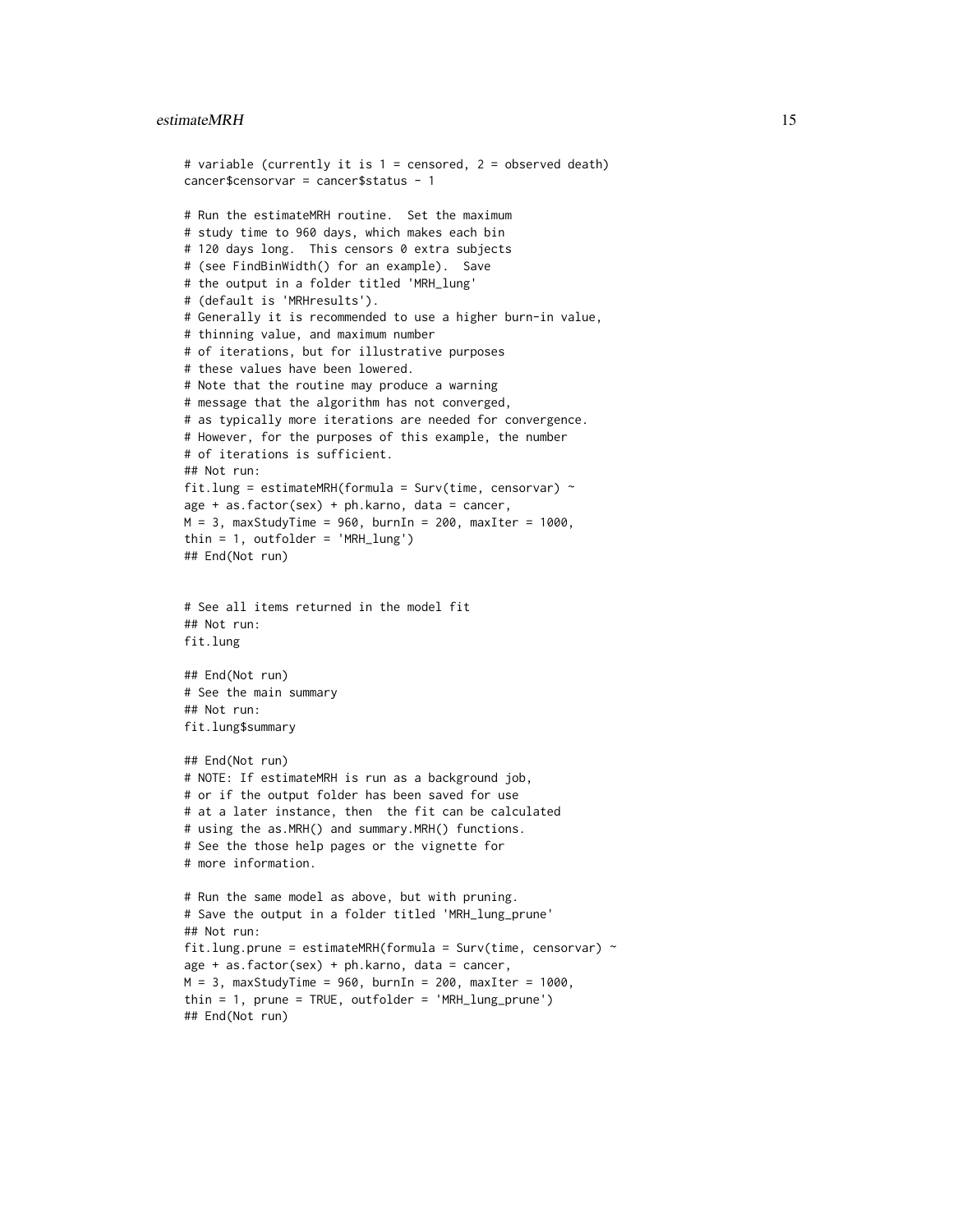```
# variable (currently it is 1 = censored, 2 = observed death)
cancer$censorvar = cancer$status - 1

# Run the estimateMRH routine.  Set the maximum
# study time to 960 days, which makes each bin
# 120 days long.  This censors 0 extra subjects
# (see FindBinWidth() for an example).  Save
# the output in a folder titled 'MRH_lung'
# (default is 'MRHresults').
# Generally it is recommended to use a higher burn-in value,
# thinning value, and maximum number
# of iterations, but for illustrative purposes
# these values have been lowered.
# Note that the routine may produce a warning
# message that the algorithm has not converged,
# as typically more iterations are needed for convergence.
# However, for the purposes of this example, the number
# of iterations is sufficient.
## Not run:
fit.lung = estimateMRH(formula = Surv(time, censorvar) ~
age + as.factor(sex) + ph.karno, data = cancer,
M = 3, maxStudyTime = 960, burnIn = 200, maxIter = 1000,
thin = 1, outfolder = 'MRH_lung')
## End(Not run)


# See all items returned in the model fit
## Not run:
fit.lung

## End(Not run)
# See the main summary
## Not run:
fit.lung$summary

## End(Not run)
# NOTE: If estimateMRH is run as a background job,
# or if the output folder has been saved for use
# at a later instance, then  the fit can be calculated
# using the as.MRH() and summary.MRH() functions.
# See the those help pages or the vignette for
# more information.

# Run the same model as above, but with pruning.
# Save the output in a folder titled 'MRH_lung_prune'
## Not run:
fit.lung.prune = estimateMRH(formula = Surv(time, censorvar) ~
age + as.factor(sex) + ph.karno, data = cancer,
M = 3, maxStudyTime = 960, burnIn = 200, maxIter = 1000,
thin = 1, prune = TRUE, outfolder = 'MRH_lung_prune')
## End(Not run)
```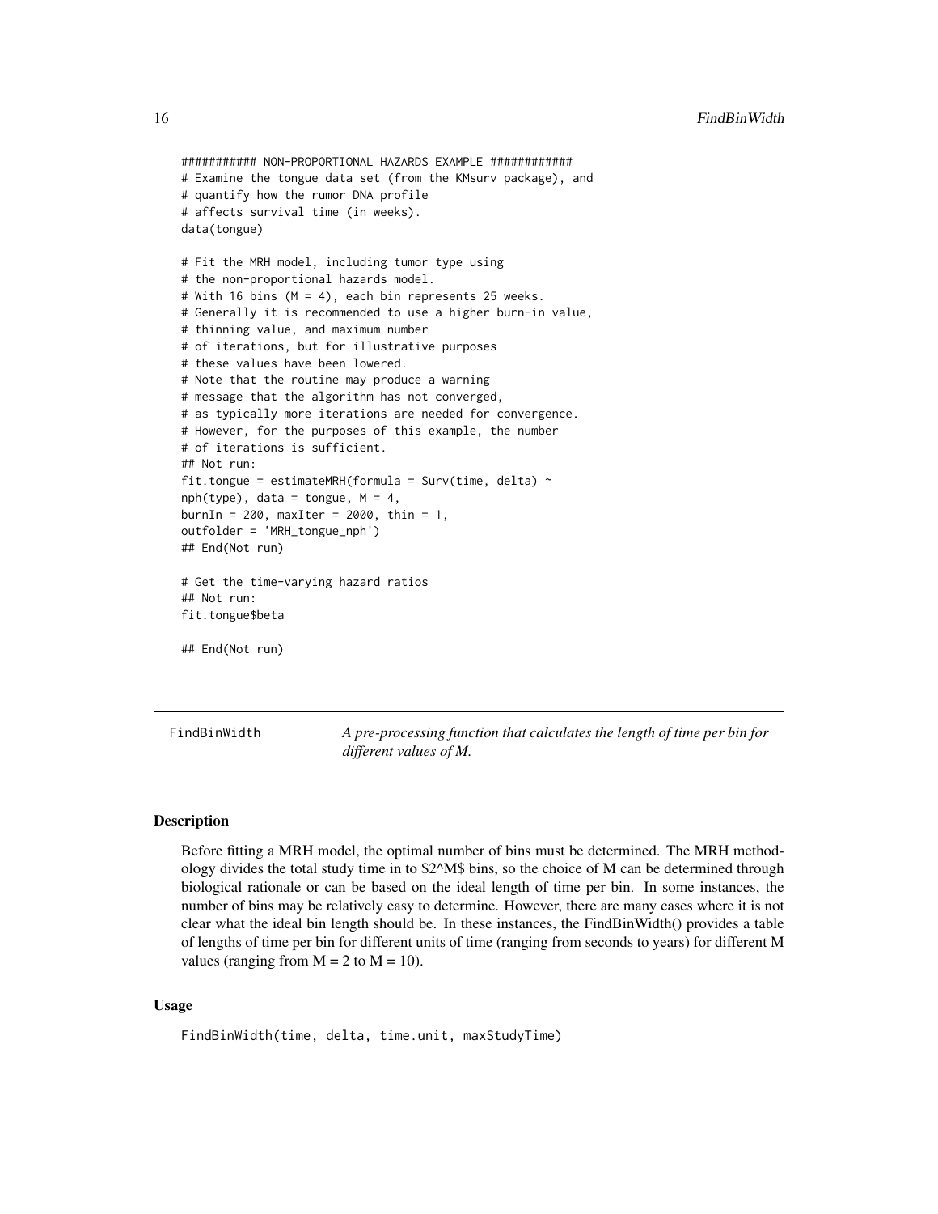```
########### NON-PROPORTIONAL HAZARDS EXAMPLE ############
# Examine the tongue data set (from the KMsurv package), and
# quantify how the rumor DNA profile
# affects survival time (in weeks).
data(tongue)

# Fit the MRH model, including tumor type using
# the non-proportional hazards model.
# With 16 bins (M = 4), each bin represents 25 weeks.
# Generally it is recommended to use a higher burn-in value,
# thinning value, and maximum number
# of iterations, but for illustrative purposes
# these values have been lowered.
# Note that the routine may produce a warning
# message that the algorithm has not converged,
# as typically more iterations are needed for convergence.
# However, for the purposes of this example, the number
# of iterations is sufficient.
## Not run:
fit.tongue = estimateMRH(formula = Surv(time, delta) ~
nph(type), data = tongue, M = 4,
burnIn = 200, maxIter = 2000, thin = 1,
outfolder = 'MRH_tongue_nph')
## End(Not run)

# Get the time-varying hazard ratios
## Not run:
fit.tongue$beta

## End(Not run)
```

---

## FindBinWidth — *A pre-processing function that calculates the length of time per bin for different values of M.*

---

### Description

Before fitting a MRH model, the optimal number of bins must be determined. The MRH methodology divides the total study time in to $2^M$ bins, so the choice of M can be determined through biological rationale or can be based on the ideal length of time per bin. In some instances, the number of bins may be relatively easy to determine. However, there are many cases where it is not clear what the ideal bin length should be. In these instances, the FindBinWidth() provides a table of lengths of time per bin for different units of time (ranging from seconds to years) for different M values (ranging from M = 2 to M = 10).

### Usage

```
FindBinWidth(time, delta, time.unit, maxStudyTime)
```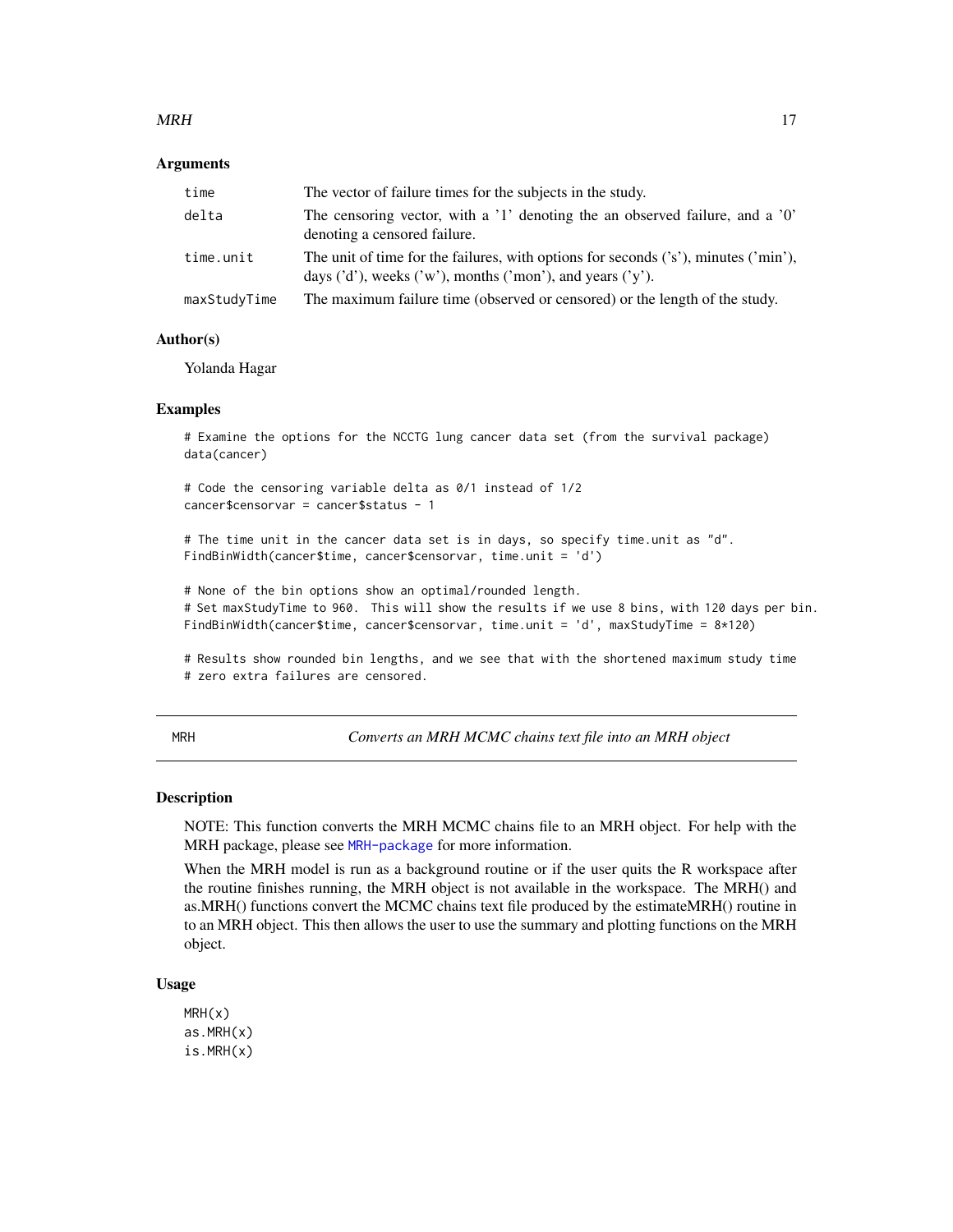### Arguments

| | |
|---|---|
| `time` | The vector of failure times for the subjects in the study. |
| `delta` | The censoring vector, with a '1' denoting the an observed failure, and a '0' denoting a censored failure. |
| `time.unit` | The unit of time for the failures, with options for seconds ('s'), minutes ('min'), days ('d'), weeks ('w'), months ('mon'), and years ('y'). |
| `maxStudyTime` | The maximum failure time (observed or censored) or the length of the study. |

### Author(s)

Yolanda Hagar

### Examples

```
# Examine the options for the NCCTG lung cancer data set (from the survival package)
data(cancer)

# Code the censoring variable delta as 0/1 instead of 1/2
cancer$censorvar = cancer$status - 1

# The time unit in the cancer data set is in days, so specify time.unit as "d".
FindBinWidth(cancer$time, cancer$censorvar, time.unit = 'd')

# None of the bin options show an optimal/rounded length.
# Set maxStudyTime to 960.  This will show the results if we use 8 bins, with 120 days per bin.
FindBinWidth(cancer$time, cancer$censorvar, time.unit = 'd', maxStudyTime = 8*120)

# Results show rounded bin lengths, and we see that with the shortened maximum study time
# zero extra failures are censored.
```

---

## MRH — *Converts an MRH MCMC chains text file into an MRH object*

### Description

NOTE: This function converts the MRH MCMC chains file to an MRH object. For help with the MRH package, please see `MRH-package` for more information.

When the MRH model is run as a background routine or if the user quits the R workspace after the routine finishes running, the MRH object is not available in the workspace. The MRH() and as.MRH() functions convert the MCMC chains text file produced by the estimateMRH() routine in to an MRH object. This then allows the user to use the summary and plotting functions on the MRH object.

### Usage

```
MRH(x)
as.MRH(x)
is.MRH(x)
```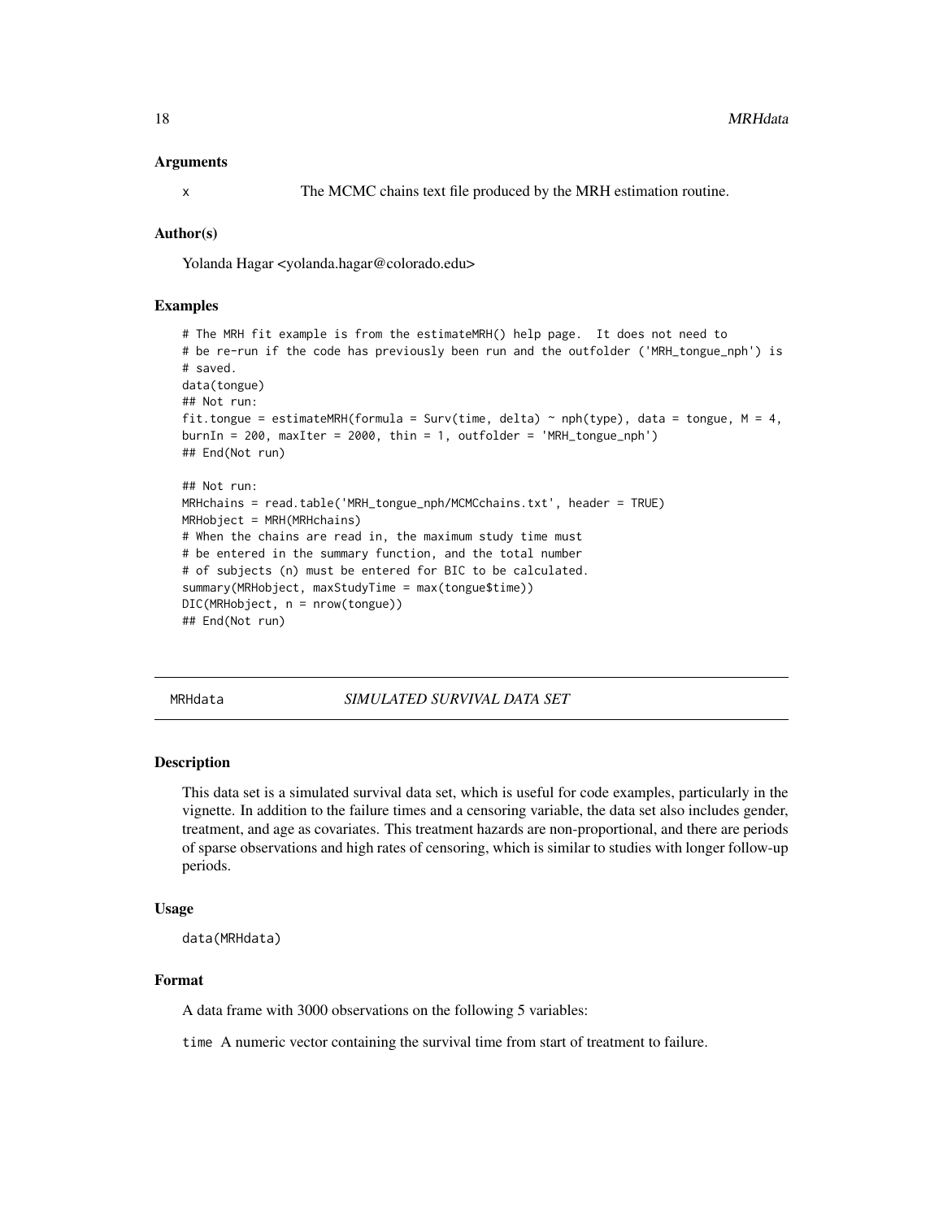### Arguments

x The MCMC chains text file produced by the MRH estimation routine.

### Author(s)

Yolanda Hagar <yolanda.hagar@colorado.edu>

### Examples

```
# The MRH fit example is from the estimateMRH() help page.  It does not need to
# be re-run if the code has previously been run and the outfolder ('MRH_tongue_nph') is
# saved.
data(tongue)
## Not run:
fit.tongue = estimateMRH(formula = Surv(time, delta) ~ nph(type), data = tongue, M = 4,
burnIn = 200, maxIter = 2000, thin = 1, outfolder = 'MRH_tongue_nph')
## End(Not run)

## Not run:
MRHchains = read.table('MRH_tongue_nph/MCMCchains.txt', header = TRUE)
MRHobject = MRH(MRHchains)
# When the chains are read in, the maximum study time must
# be entered in the summary function, and the total number
# of subjects (n) must be entered for BIC to be calculated.
summary(MRHobject, maxStudyTime = max(tongue$time))
DIC(MRHobject, n = nrow(tongue))
## End(Not run)
```

---

## MRHdata *SIMULATED SURVIVAL DATA SET*

### Description

This data set is a simulated survival data set, which is useful for code examples, particularly in the vignette. In addition to the failure times and a censoring variable, the data set also includes gender, treatment, and age as covariates. This treatment hazards are non-proportional, and there are periods of sparse observations and high rates of censoring, which is similar to studies with longer follow-up periods.

### Usage

```
data(MRHdata)
```

### Format

A data frame with 3000 observations on the following 5 variables:

time A numeric vector containing the survival time from start of treatment to failure.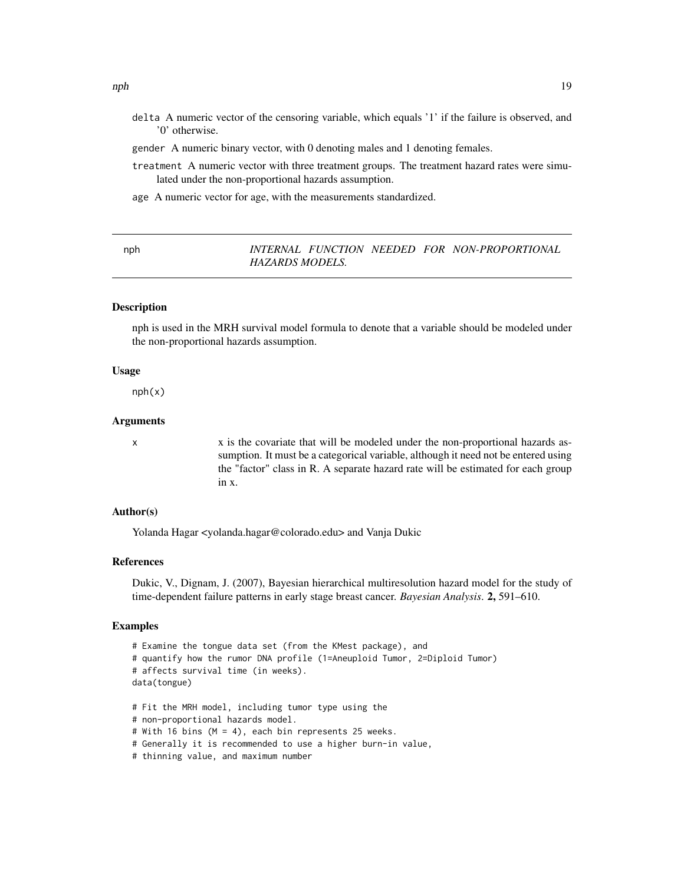delta A numeric vector of the censoring variable, which equals '1' if the failure is observed, and '0' otherwise.

gender A numeric binary vector, with 0 denoting males and 1 denoting females.

treatment A numeric vector with three treatment groups. The treatment hazard rates were simulated under the non-proportional hazards assumption.

age A numeric vector for age, with the measurements standardized.

---

## nph — *INTERNAL FUNCTION NEEDED FOR NON-PROPORTIONAL HAZARDS MODELS.*

### Description

nph is used in the MRH survival model formula to denote that a variable should be modeled under the non-proportional hazards assumption.

### Usage

```
nph(x)
```

### Arguments

| | |
|---|---|
| x | x is the covariate that will be modeled under the non-proportional hazards assumption. It must be a categorical variable, although it need not be entered using the "factor" class in R. A separate hazard rate will be estimated for each group in x. |

### Author(s)

Yolanda Hagar <yolanda.hagar@colorado.edu> and Vanja Dukic

### References

Dukic, V., Dignam, J. (2007), Bayesian hierarchical multiresolution hazard model for the study of time-dependent failure patterns in early stage breast cancer. *Bayesian Analysis*. **2,** 591–610.

### Examples

```
# Examine the tongue data set (from the KMest package), and
# quantify how the rumor DNA profile (1=Aneuploid Tumor, 2=Diploid Tumor)
# affects survival time (in weeks).
data(tongue)

# Fit the MRH model, including tumor type using the
# non-proportional hazards model.
# With 16 bins (M = 4), each bin represents 25 weeks.
# Generally it is recommended to use a higher burn-in value,
# thinning value, and maximum number
```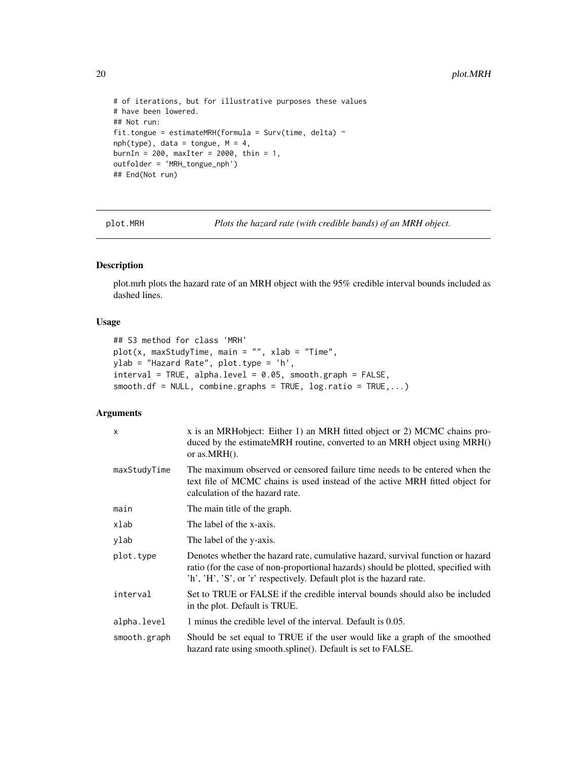```
# of iterations, but for illustrative purposes these values
# have been lowered.
## Not run:
fit.tongue = estimateMRH(formula = Surv(time, delta) ~
nph(type), data = tongue, M = 4,
burnIn = 200, maxIter = 2000, thin = 1,
outfolder = 'MRH_tongue_nph')
## End(Not run)
```

## plot.MRH — *Plots the hazard rate (with credible bands) of an MRH object.*

### Description

plot.mrh plots the hazard rate of an MRH object with the 95% credible interval bounds included as dashed lines.

### Usage

```
## S3 method for class 'MRH'
plot(x, maxStudyTime, main = "", xlab = "Time",
ylab = "Hazard Rate", plot.type = 'h',
interval = TRUE, alpha.level = 0.05, smooth.graph = FALSE,
smooth.df = NULL, combine.graphs = TRUE, log.ratio = TRUE,...)
```

### Arguments

| | |
|---|---|
| `x` | x is an MRHobject: Either 1) an MRH fitted object or 2) MCMC chains produced by the estimateMRH routine, converted to an MRH object using MRH() or as.MRH(). |
| `maxStudyTime` | The maximum observed or censored failure time needs to be entered when the text file of MCMC chains is used instead of the active MRH fitted object for calculation of the hazard rate. |
| `main` | The main title of the graph. |
| `xlab` | The label of the x-axis. |
| `ylab` | The label of the y-axis. |
| `plot.type` | Denotes whether the hazard rate, cumulative hazard, survival function or hazard ratio (for the case of non-proportional hazards) should be plotted, specified with 'h', 'H', 'S', or 'r' respectively. Default plot is the hazard rate. |
| `interval` | Set to TRUE or FALSE if the credible interval bounds should also be included in the plot. Default is TRUE. |
| `alpha.level` | 1 minus the credible level of the interval. Default is 0.05. |
| `smooth.graph` | Should be set equal to TRUE if the user would like a graph of the smoothed hazard rate using smooth.spline(). Default is set to FALSE. |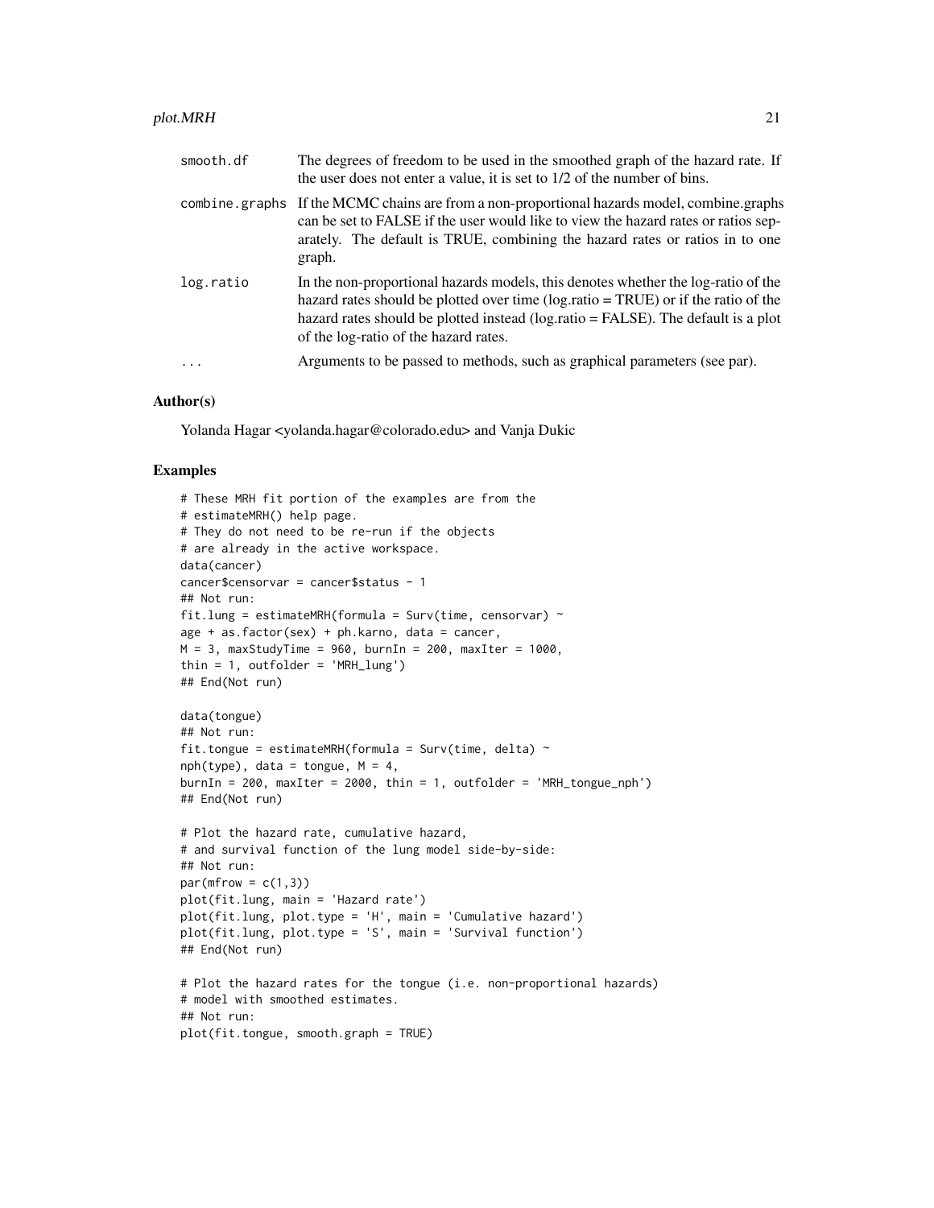| | |
|---|---|
| smooth.df | The degrees of freedom to be used in the smoothed graph of the hazard rate. If the user does not enter a value, it is set to 1/2 of the number of bins. |
| combine.graphs | If the MCMC chains are from a non-proportional hazards model, combine.graphs can be set to FALSE if the user would like to view the hazard rates or ratios separately. The default is TRUE, combining the hazard rates or ratios in to one graph. |
| log.ratio | In the non-proportional hazards models, this denotes whether the log-ratio of the hazard rates should be plotted over time (log.ratio = TRUE) or if the ratio of the hazard rates should be plotted instead (log.ratio = FALSE). The default is a plot of the log-ratio of the hazard rates. |
| ... | Arguments to be passed to methods, such as graphical parameters (see par). |

## Author(s)

Yolanda Hagar <yolanda.hagar@colorado.edu> and Vanja Dukic

## Examples

```
# These MRH fit portion of the examples are from the
# estimateMRH() help page.
# They do not need to be re-run if the objects
# are already in the active workspace.
data(cancer)
cancer$censorvar = cancer$status - 1
## Not run:
fit.lung = estimateMRH(formula = Surv(time, censorvar) ~
age + as.factor(sex) + ph.karno, data = cancer,
M = 3, maxStudyTime = 960, burnIn = 200, maxIter = 1000,
thin = 1, outfolder = 'MRH_lung')
## End(Not run)

data(tongue)
## Not run:
fit.tongue = estimateMRH(formula = Surv(time, delta) ~
nph(type), data = tongue, M = 4,
burnIn = 200, maxIter = 2000, thin = 1, outfolder = 'MRH_tongue_nph')
## End(Not run)

# Plot the hazard rate, cumulative hazard,
# and survival function of the lung model side-by-side:
## Not run:
par(mfrow = c(1,3))
plot(fit.lung, main = 'Hazard rate')
plot(fit.lung, plot.type = 'H', main = 'Cumulative hazard')
plot(fit.lung, plot.type = 'S', main = 'Survival function')
## End(Not run)

# Plot the hazard rates for the tongue (i.e. non-proportional hazards)
# model with smoothed estimates.
## Not run:
plot(fit.tongue, smooth.graph = TRUE)
```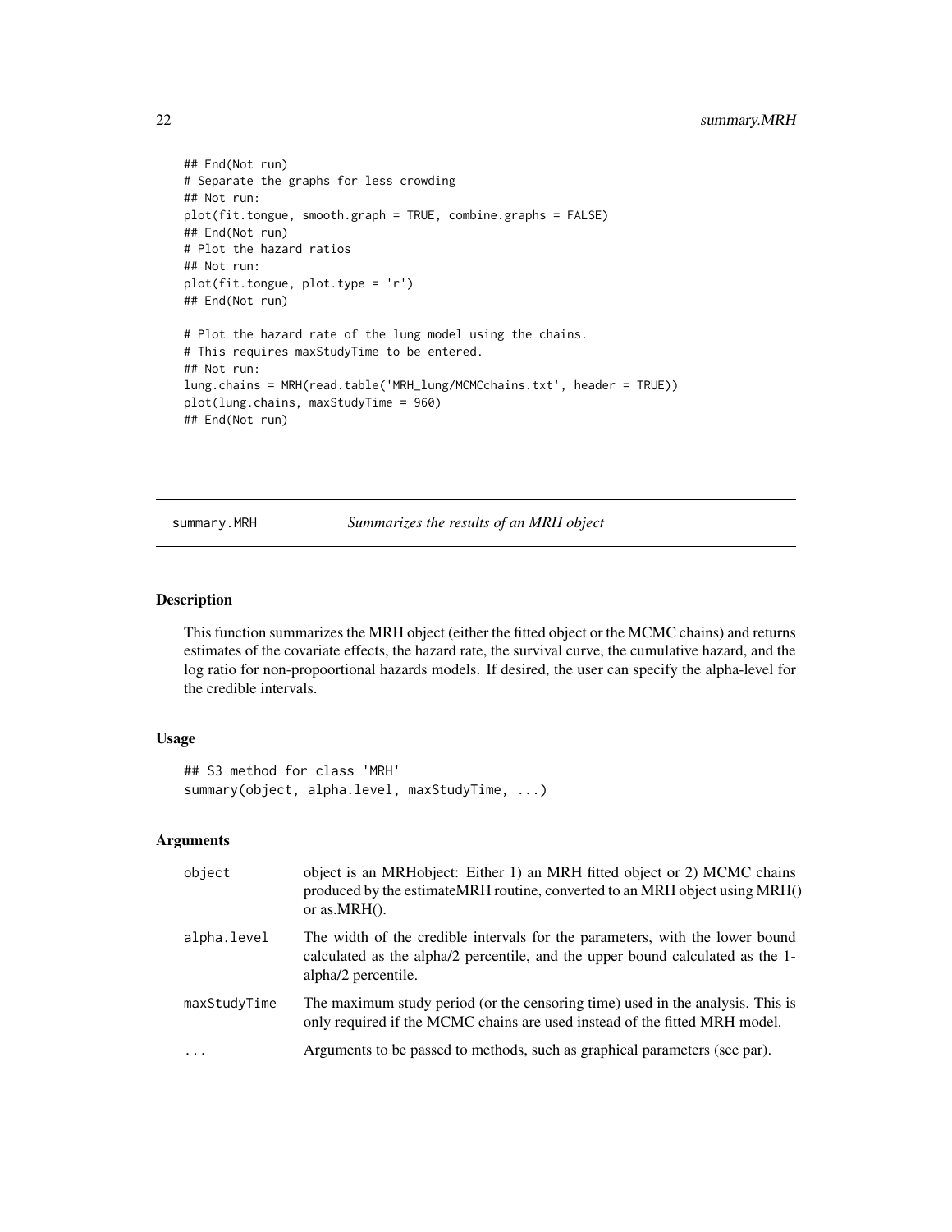```
## End(Not run)
# Separate the graphs for less crowding
## Not run:
plot(fit.tongue, smooth.graph = TRUE, combine.graphs = FALSE)
## End(Not run)
# Plot the hazard ratios
## Not run:
plot(fit.tongue, plot.type = 'r')
## End(Not run)

# Plot the hazard rate of the lung model using the chains.
# This requires maxStudyTime to be entered.
## Not run:
lung.chains = MRH(read.table('MRH_lung/MCMCchains.txt', header = TRUE))
plot(lung.chains, maxStudyTime = 960)
## End(Not run)
```

---

## summary.MRH — *Summarizes the results of an MRH object*

### Description

This function summarizes the MRH object (either the fitted object or the MCMC chains) and returns estimates of the covariate effects, the hazard rate, the survival curve, the cumulative hazard, and the log ratio for non-propoortional hazards models. If desired, the user can specify the alpha-level for the credible intervals.

### Usage

```
## S3 method for class 'MRH'
summary(object, alpha.level, maxStudyTime, ...)
```

### Arguments

| | |
|---|---|
| `object` | object is an MRHobject: Either 1) an MRH fitted object or 2) MCMC chains produced by the estimateMRH routine, converted to an MRH object using MRH() or as.MRH(). |
| `alpha.level` | The width of the credible intervals for the parameters, with the lower bound calculated as the alpha/2 percentile, and the upper bound calculated as the 1-alpha/2 percentile. |
| `maxStudyTime` | The maximum study period (or the censoring time) used in the analysis. This is only required if the MCMC chains are used instead of the fitted MRH model. |
| `...` | Arguments to be passed to methods, such as graphical parameters (see par). |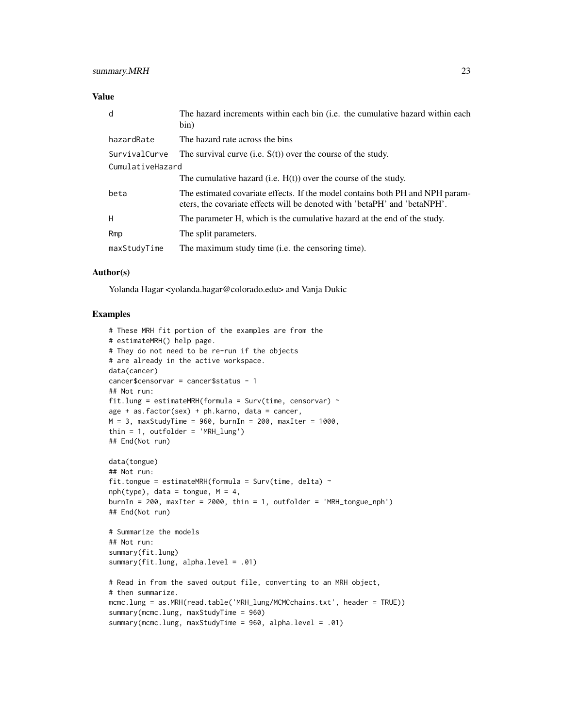## Value

| | |
|---|---|
| d | The hazard increments within each bin (i.e. the cumulative hazard within each bin) |
| hazardRate | The hazard rate across the bins |
| SurvivalCurve | The survival curve (i.e. S(t)) over the course of the study. |
| CumulativeHazard | The cumulative hazard (i.e. H(t)) over the course of the study. |
| beta | The estimated covariate effects. If the model contains both PH and NPH parameters, the covariate effects will be denoted with 'betaPH' and 'betaNPH'. |
| H | The parameter H, which is the cumulative hazard at the end of the study. |
| Rmp | The split parameters. |
| maxStudyTime | The maximum study time (i.e. the censoring time). |

## Author(s)

Yolanda Hagar <yolanda.hagar@colorado.edu> and Vanja Dukic

## Examples

```
# These MRH fit portion of the examples are from the
# estimateMRH() help page.
# They do not need to be re-run if the objects
# are already in the active workspace.
data(cancer)
cancer$censorvar = cancer$status - 1
## Not run:
fit.lung = estimateMRH(formula = Surv(time, censorvar) ~
age + as.factor(sex) + ph.karno, data = cancer,
M = 3, maxStudyTime = 960, burnIn = 200, maxIter = 1000,
thin = 1, outfolder = 'MRH_lung')
## End(Not run)

data(tongue)
## Not run:
fit.tongue = estimateMRH(formula = Surv(time, delta) ~
nph(type), data = tongue, M = 4,
burnIn = 200, maxIter = 2000, thin = 1, outfolder = 'MRH_tongue_nph')
## End(Not run)

# Summarize the models
## Not run:
summary(fit.lung)
summary(fit.lung, alpha.level = .01)

# Read in from the saved output file, converting to an MRH object,
# then summarize.
mcmc.lung = as.MRH(read.table('MRH_lung/MCMCchains.txt', header = TRUE))
summary(mcmc.lung, maxStudyTime = 960)
summary(mcmc.lung, maxStudyTime = 960, alpha.level = .01)
```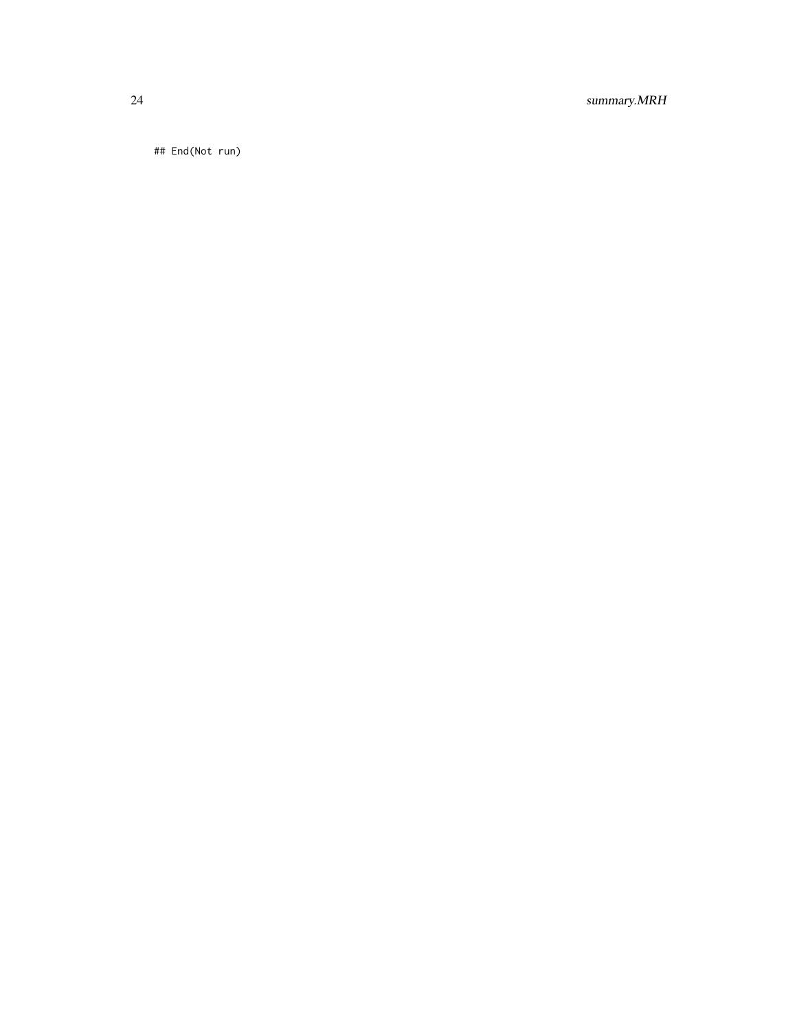```
## End(Not run)
```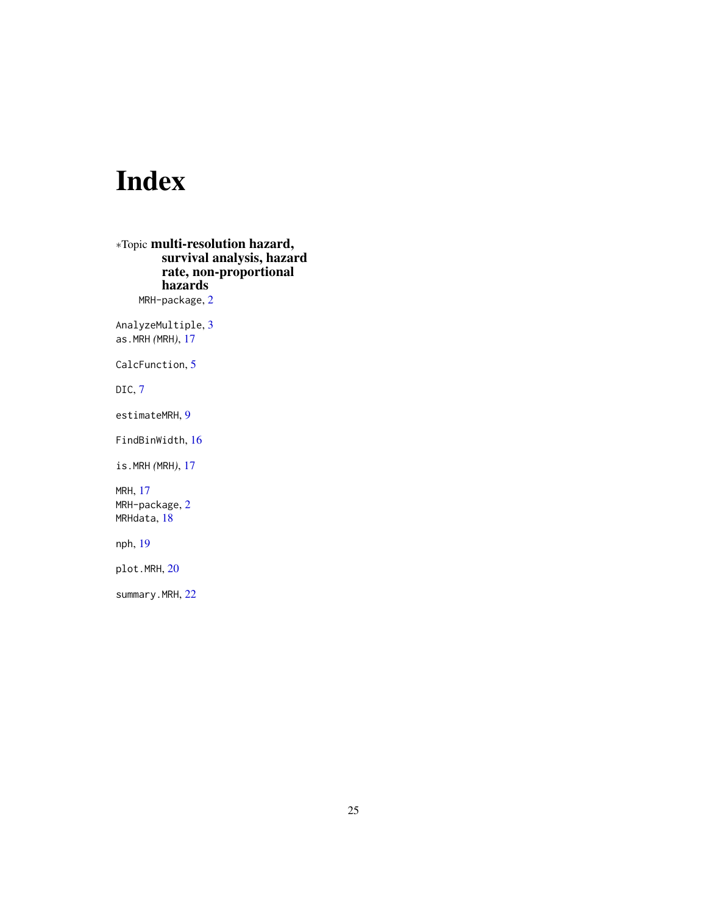# Index

*Topic **multi-resolution hazard, survival analysis, hazard rate, non-proportional hazards**

MRH-package, 2

AnalyzeMultiple, 3
as.MRH *(MRH)*, 17

CalcFunction, 5

DIC, 7

estimateMRH, 9

FindBinWidth, 16

is.MRH *(MRH)*, 17

MRH, 17
MRH-package, 2
MRHdata, 18

nph, 19

plot.MRH, 20

summary.MRH, 22